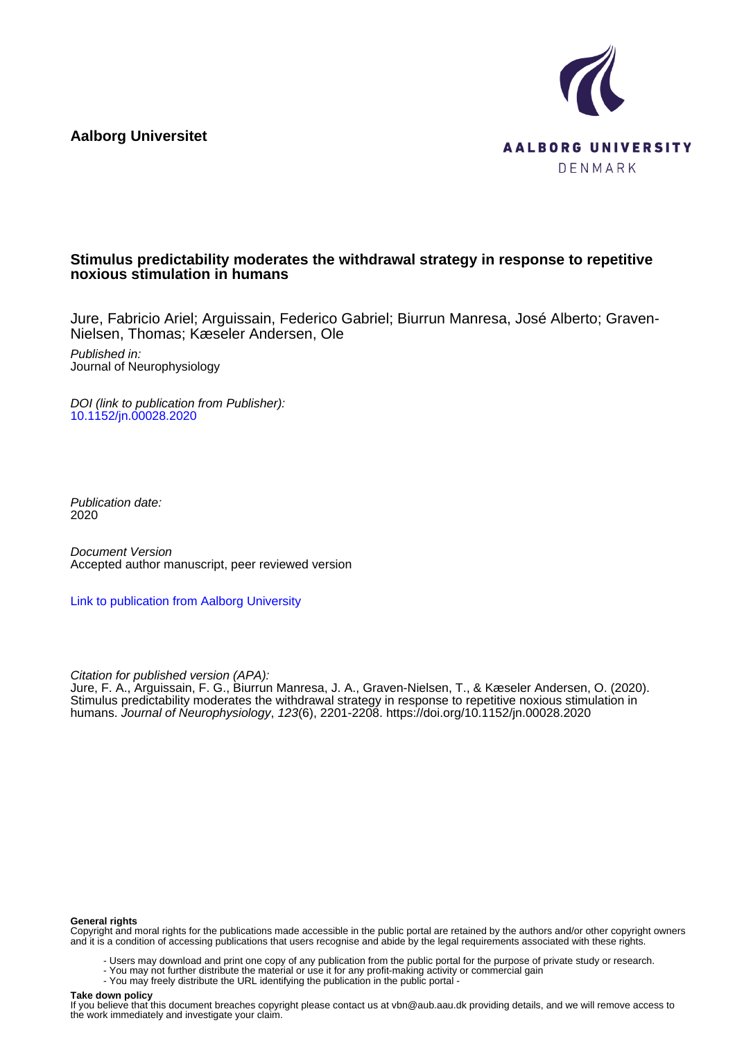**Aalborg Universitet**

AALBORG UNIVERSITY
DENMARK

# Stimulus predictability moderates the withdrawal strategy in response to repetitive noxious stimulation in humans

Jure, Fabricio Ariel; Arguissain, Federico Gabriel; Biurrun Manresa, José Alberto; Graven-Nielsen, Thomas; Kæseler Andersen, Ole

*Published in:*
Journal of Neurophysiology

*DOI (link to publication from Publisher):*
10.1152/jn.00028.2020

*Publication date:*
2020

*Document Version*
Accepted author manuscript, peer reviewed version

Link to publication from Aalborg University

*Citation for published version (APA):*
Jure, F. A., Arguissain, F. G., Biurrun Manresa, J. A., Graven-Nielsen, T., & Kæseler Andersen, O. (2020). Stimulus predictability moderates the withdrawal strategy in response to repetitive noxious stimulation in humans. *Journal of Neurophysiology*, *123*(6), 2201-2208. https://doi.org/10.1152/jn.00028.2020

**General rights**
Copyright and moral rights for the publications made accessible in the public portal are retained by the authors and/or other copyright owners and it is a condition of accessing publications that users recognise and abide by the legal requirements associated with these rights.

- Users may download and print one copy of any publication from the public portal for the purpose of private study or research.
- You may not further distribute the material or use it for any profit-making activity or commercial gain
- You may freely distribute the URL identifying the publication in the public portal -

**Take down policy**
If you believe that this document breaches copyright please contact us at vbn@aub.aau.dk providing details, and we will remove access to the work immediately and investigate your claim.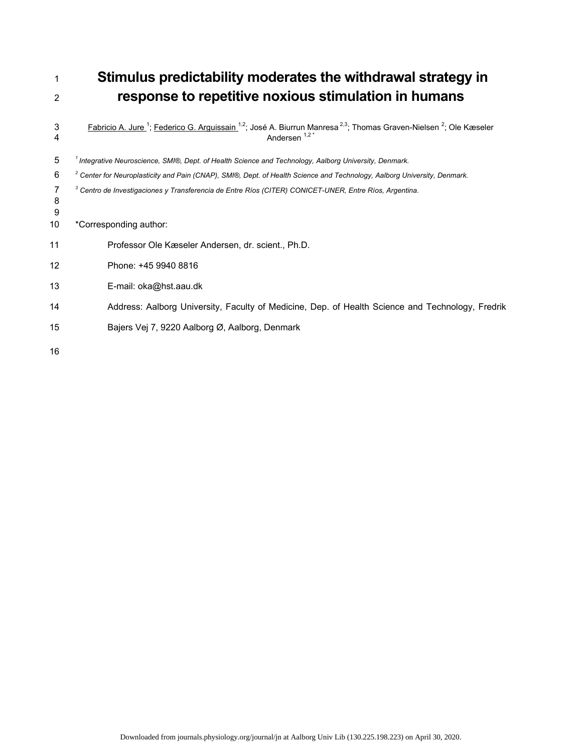# Stimulus predictability moderates the withdrawal strategy in response to repetitive noxious stimulation in humans

Fabricio A. Jure [1]; Federico G. Arguissain [1,2]; José A. Biurrun Manresa [2,3]; Thomas Graven-Nielsen [2]; Ole Kæseler Andersen [1,2 *]

*[1] Integrative Neuroscience, SMI®, Dept. of Health Science and Technology, Aalborg University, Denmark.*

*[2] Center for Neuroplasticity and Pain (CNAP), SMI®, Dept. of Health Science and Technology, Aalborg University, Denmark.*

*[3] Centro de Investigaciones y Transferencia de Entre Ríos (CITER) CONICET-UNER, Entre Ríos, Argentina.*

*Corresponding author:

Professor Ole Kæseler Andersen, dr. scient., Ph.D.

Phone: +45 9940 8816

E-mail: oka@hst.aau.dk

Address: Aalborg University, Faculty of Medicine, Dep. of Health Science and Technology, Fredrik Bajers Vej 7, 9220 Aalborg Ø, Aalborg, Denmark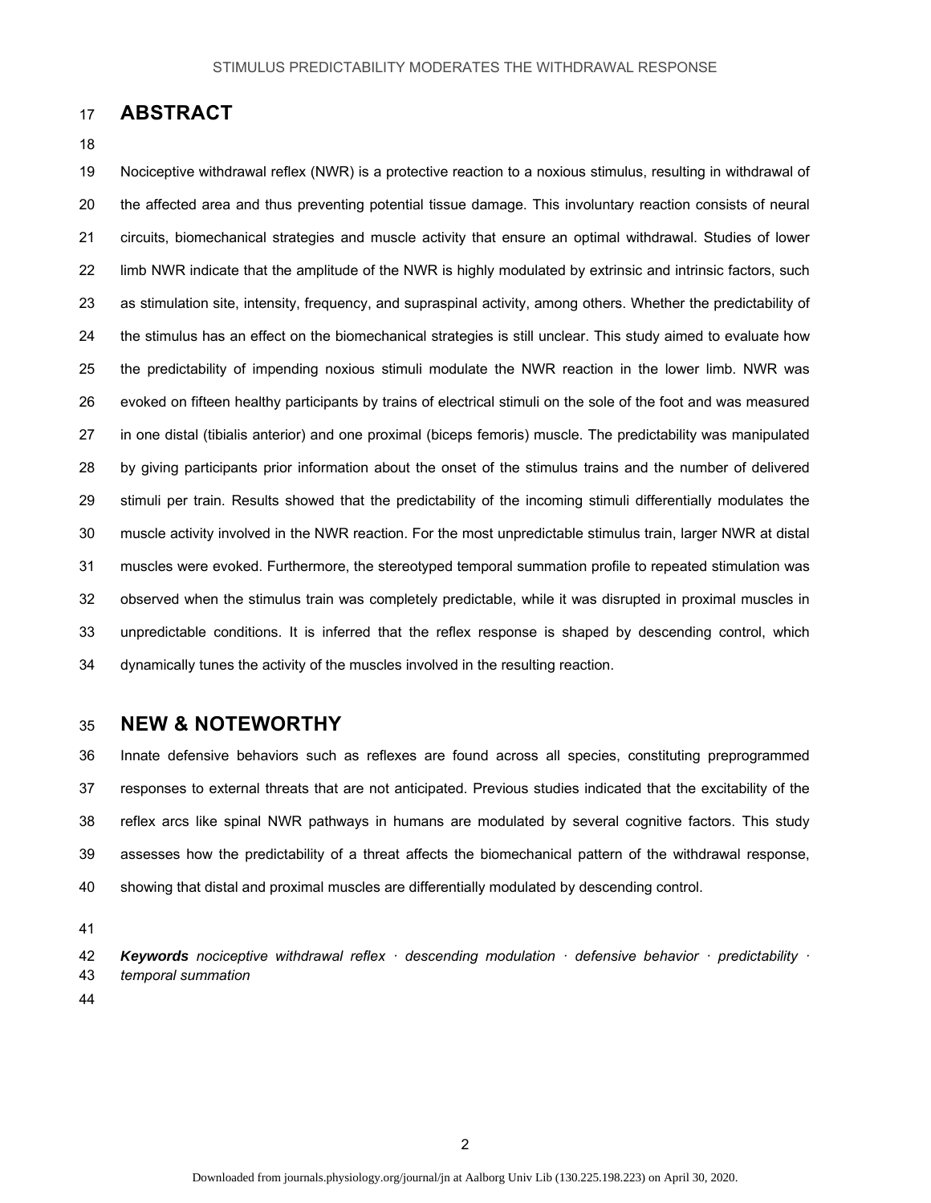## ABSTRACT

Nociceptive withdrawal reflex (NWR) is a protective reaction to a noxious stimulus, resulting in withdrawal of the affected area and thus preventing potential tissue damage. This involuntary reaction consists of neural circuits, biomechanical strategies and muscle activity that ensure an optimal withdrawal. Studies of lower limb NWR indicate that the amplitude of the NWR is highly modulated by extrinsic and intrinsic factors, such as stimulation site, intensity, frequency, and supraspinal activity, among others. Whether the predictability of the stimulus has an effect on the biomechanical strategies is still unclear. This study aimed to evaluate how the predictability of impending noxious stimuli modulate the NWR reaction in the lower limb. NWR was evoked on fifteen healthy participants by trains of electrical stimuli on the sole of the foot and was measured in one distal (tibialis anterior) and one proximal (biceps femoris) muscle. The predictability was manipulated by giving participants prior information about the onset of the stimulus trains and the number of delivered stimuli per train. Results showed that the predictability of the incoming stimuli differentially modulates the muscle activity involved in the NWR reaction. For the most unpredictable stimulus train, larger NWR at distal muscles were evoked. Furthermore, the stereotyped temporal summation profile to repeated stimulation was observed when the stimulus train was completely predictable, while it was disrupted in proximal muscles in unpredictable conditions. It is inferred that the reflex response is shaped by descending control, which dynamically tunes the activity of the muscles involved in the resulting reaction.

## NEW & NOTEWORTHY

Innate defensive behaviors such as reflexes are found across all species, constituting preprogrammed responses to external threats that are not anticipated. Previous studies indicated that the excitability of the reflex arcs like spinal NWR pathways in humans are modulated by several cognitive factors. This study assesses how the predictability of a threat affects the biomechanical pattern of the withdrawal response, showing that distal and proximal muscles are differentially modulated by descending control.

***Keywords*** *nociceptive withdrawal reflex · descending modulation · defensive behavior · predictability · temporal summation*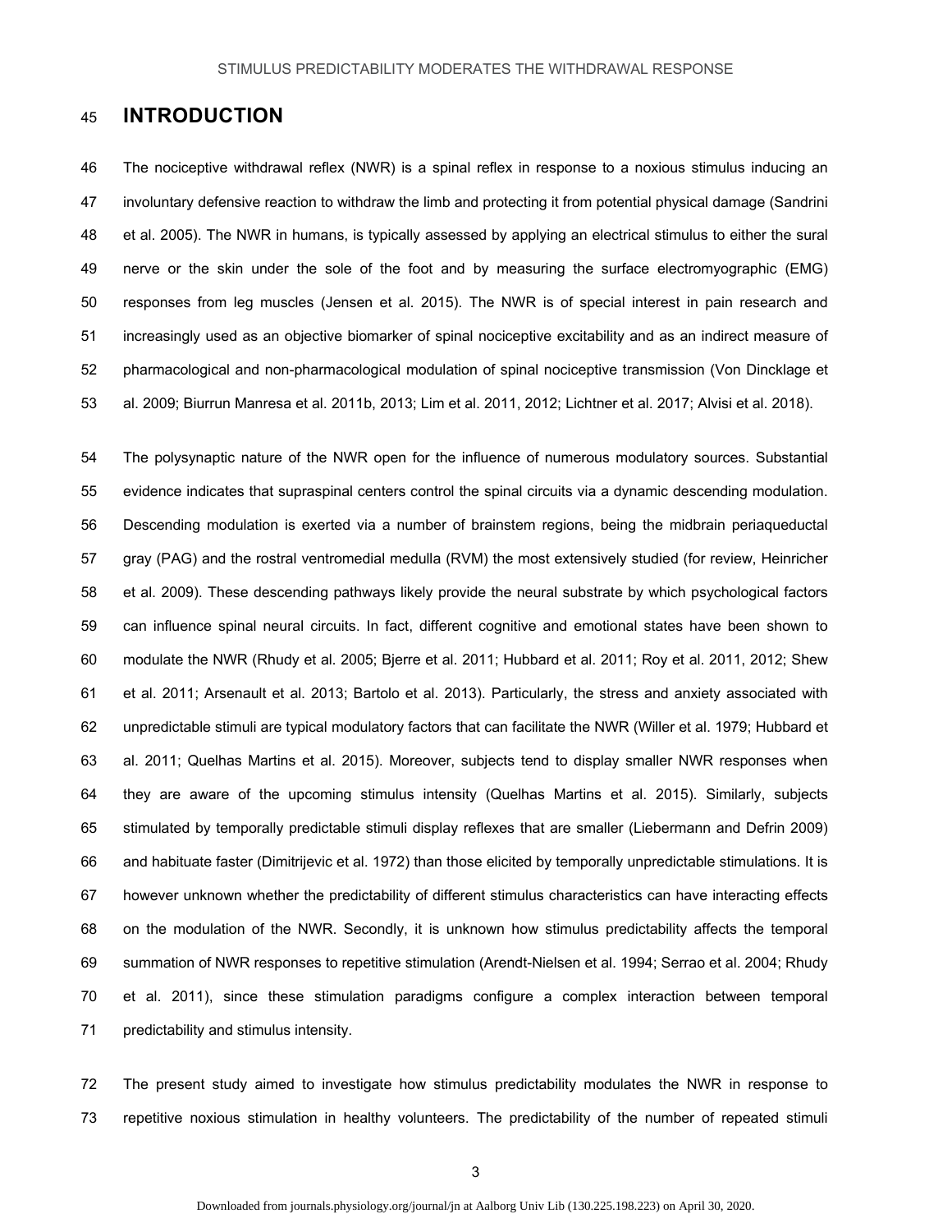# INTRODUCTION

The nociceptive withdrawal reflex (NWR) is a spinal reflex in response to a noxious stimulus inducing an involuntary defensive reaction to withdraw the limb and protecting it from potential physical damage (Sandrini et al. 2005). The NWR in humans, is typically assessed by applying an electrical stimulus to either the sural nerve or the skin under the sole of the foot and by measuring the surface electromyographic (EMG) responses from leg muscles (Jensen et al. 2015). The NWR is of special interest in pain research and increasingly used as an objective biomarker of spinal nociceptive excitability and as an indirect measure of pharmacological and non-pharmacological modulation of spinal nociceptive transmission (Von Dincklage et al. 2009; Biurrun Manresa et al. 2011b, 2013; Lim et al. 2011, 2012; Lichtner et al. 2017; Alvisi et al. 2018).

The polysynaptic nature of the NWR open for the influence of numerous modulatory sources. Substantial evidence indicates that supraspinal centers control the spinal circuits via a dynamic descending modulation. Descending modulation is exerted via a number of brainstem regions, being the midbrain periaqueductal gray (PAG) and the rostral ventromedial medulla (RVM) the most extensively studied (for review, Heinricher et al. 2009). These descending pathways likely provide the neural substrate by which psychological factors can influence spinal neural circuits. In fact, different cognitive and emotional states have been shown to modulate the NWR (Rhudy et al. 2005; Bjerre et al. 2011; Hubbard et al. 2011; Roy et al. 2011, 2012; Shew et al. 2011; Arsenault et al. 2013; Bartolo et al. 2013). Particularly, the stress and anxiety associated with unpredictable stimuli are typical modulatory factors that can facilitate the NWR (Willer et al. 1979; Hubbard et al. 2011; Quelhas Martins et al. 2015). Moreover, subjects tend to display smaller NWR responses when they are aware of the upcoming stimulus intensity (Quelhas Martins et al. 2015). Similarly, subjects stimulated by temporally predictable stimuli display reflexes that are smaller (Liebermann and Defrin 2009) and habituate faster (Dimitrijevic et al. 1972) than those elicited by temporally unpredictable stimulations. It is however unknown whether the predictability of different stimulus characteristics can have interacting effects on the modulation of the NWR. Secondly, it is unknown how stimulus predictability affects the temporal summation of NWR responses to repetitive stimulation (Arendt-Nielsen et al. 1994; Serrao et al. 2004; Rhudy et al. 2011), since these stimulation paradigms configure a complex interaction between temporal predictability and stimulus intensity.

The present study aimed to investigate how stimulus predictability modulates the NWR in response to repetitive noxious stimulation in healthy volunteers. The predictability of the number of repeated stimuli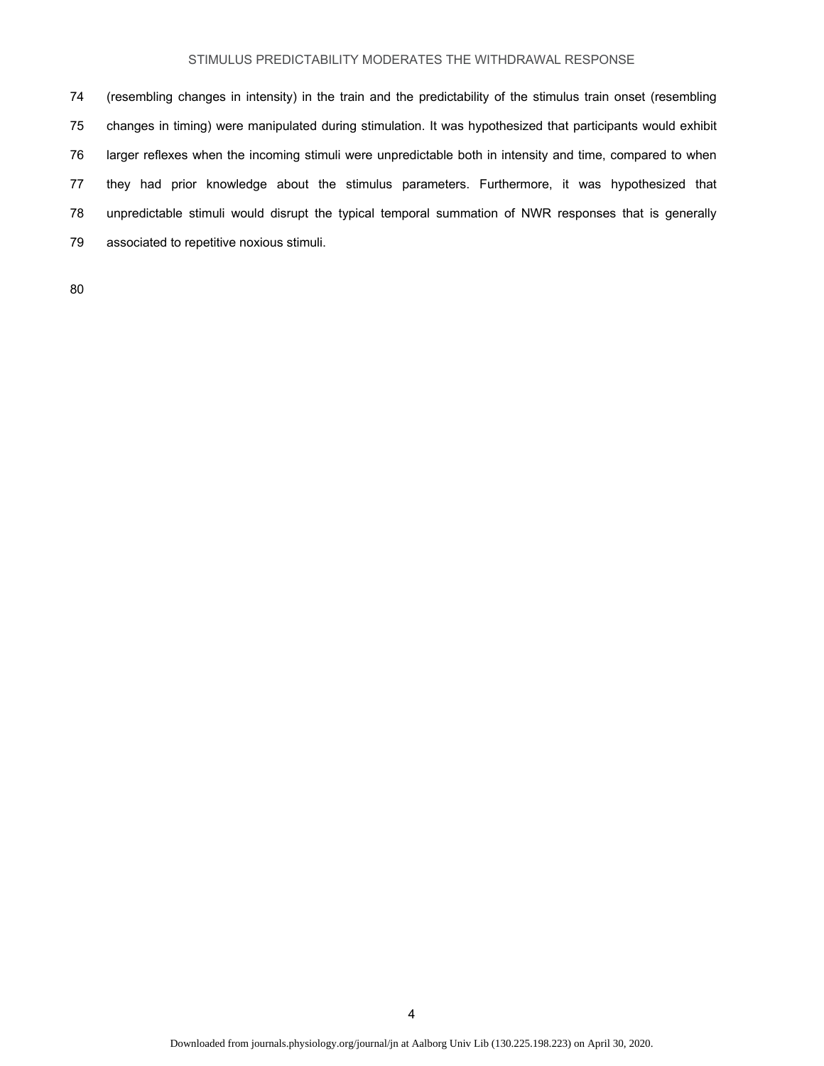(resembling changes in intensity) in the train and the predictability of the stimulus train onset (resembling changes in timing) were manipulated during stimulation. It was hypothesized that participants would exhibit larger reflexes when the incoming stimuli were unpredictable both in intensity and time, compared to when they had prior knowledge about the stimulus parameters. Furthermore, it was hypothesized that unpredictable stimuli would disrupt the typical temporal summation of NWR responses that is generally associated to repetitive noxious stimuli.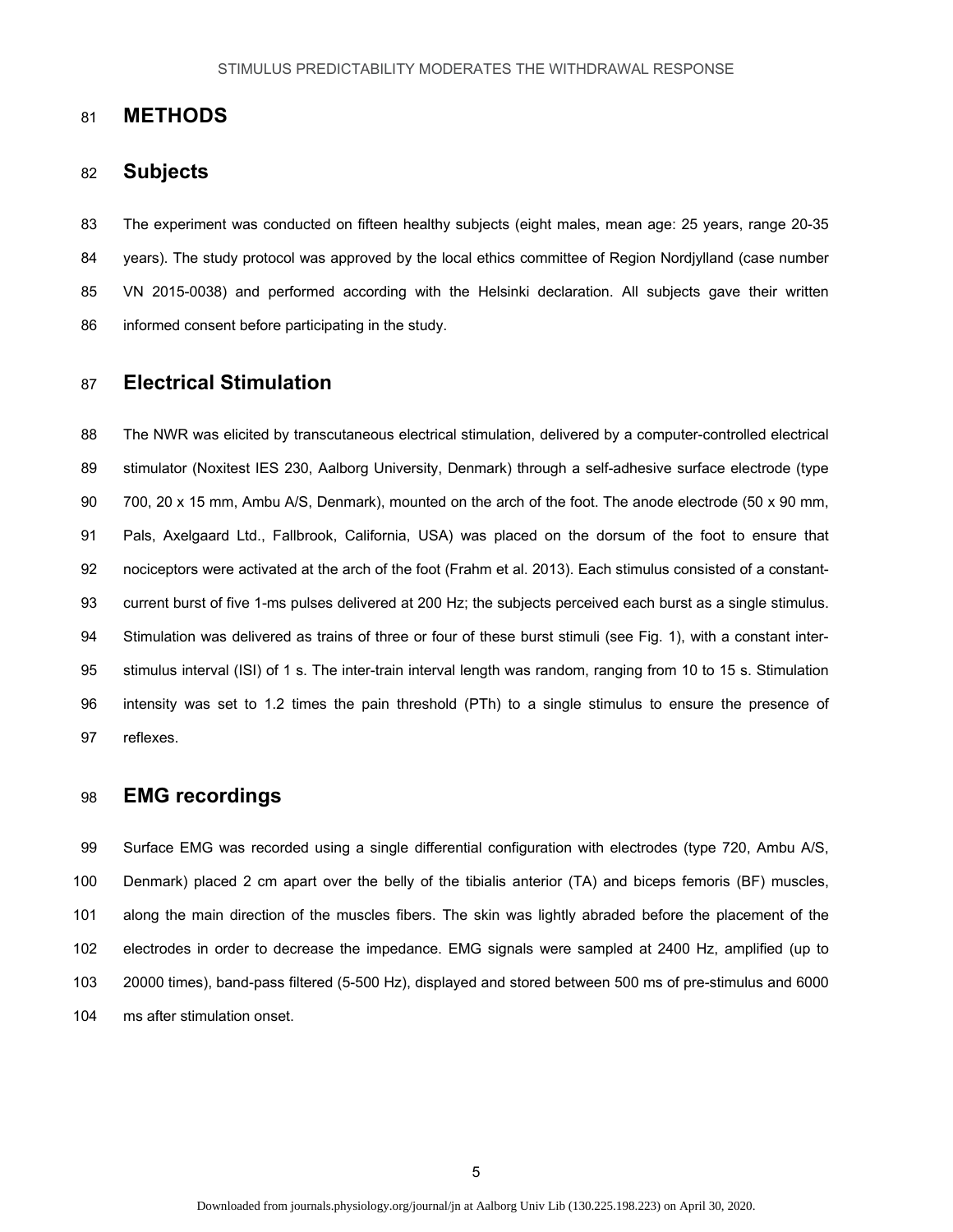# METHODS

## Subjects

The experiment was conducted on fifteen healthy subjects (eight males, mean age: 25 years, range 20-35 years). The study protocol was approved by the local ethics committee of Region Nordjylland (case number VN 2015-0038) and performed according with the Helsinki declaration. All subjects gave their written informed consent before participating in the study.

## Electrical Stimulation

The NWR was elicited by transcutaneous electrical stimulation, delivered by a computer-controlled electrical stimulator (Noxitest IES 230, Aalborg University, Denmark) through a self-adhesive surface electrode (type 700, 20 x 15 mm, Ambu A/S, Denmark), mounted on the arch of the foot. The anode electrode (50 x 90 mm, Pals, Axelgaard Ltd., Fallbrook, California, USA) was placed on the dorsum of the foot to ensure that nociceptors were activated at the arch of the foot (Frahm et al. 2013). Each stimulus consisted of a constant-current burst of five 1-ms pulses delivered at 200 Hz; the subjects perceived each burst as a single stimulus. Stimulation was delivered as trains of three or four of these burst stimuli (see Fig. 1), with a constant inter-stimulus interval (ISI) of 1 s. The inter-train interval length was random, ranging from 10 to 15 s. Stimulation intensity was set to 1.2 times the pain threshold (PTh) to a single stimulus to ensure the presence of reflexes.

## EMG recordings

Surface EMG was recorded using a single differential configuration with electrodes (type 720, Ambu A/S, Denmark) placed 2 cm apart over the belly of the tibialis anterior (TA) and biceps femoris (BF) muscles, along the main direction of the muscles fibers. The skin was lightly abraded before the placement of the electrodes in order to decrease the impedance. EMG signals were sampled at 2400 Hz, amplified (up to 20000 times), band-pass filtered (5-500 Hz), displayed and stored between 500 ms of pre-stimulus and 6000 ms after stimulation onset.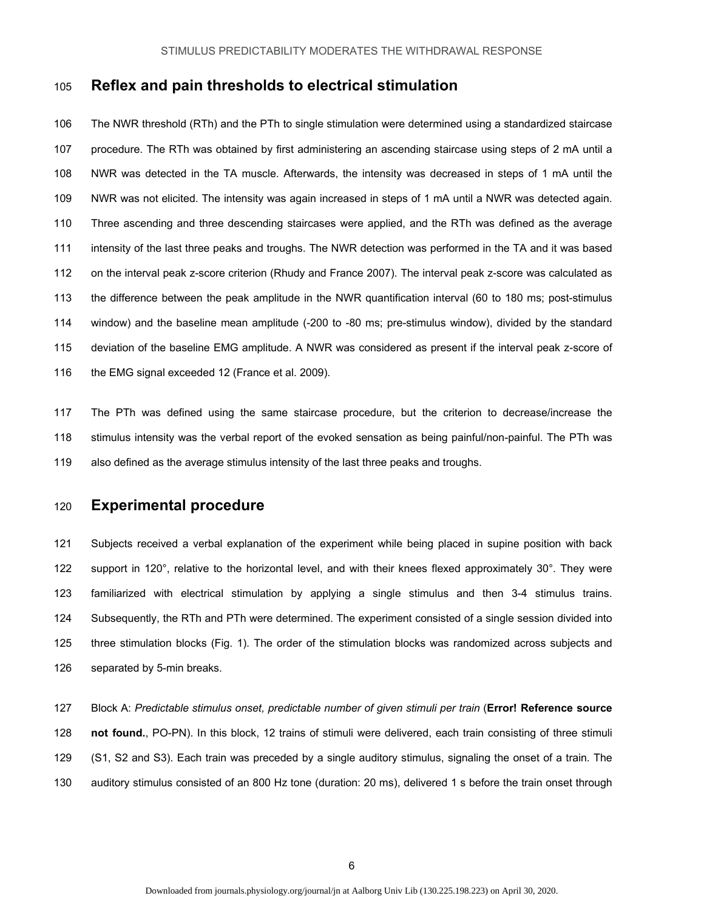## Reflex and pain thresholds to electrical stimulation

The NWR threshold (RTh) and the PTh to single stimulation were determined using a standardized staircase procedure. The RTh was obtained by first administering an ascending staircase using steps of 2 mA until a NWR was detected in the TA muscle. Afterwards, the intensity was decreased in steps of 1 mA until the NWR was not elicited. The intensity was again increased in steps of 1 mA until a NWR was detected again. Three ascending and three descending staircases were applied, and the RTh was defined as the average intensity of the last three peaks and troughs. The NWR detection was performed in the TA and it was based on the interval peak z-score criterion (Rhudy and France 2007). The interval peak z-score was calculated as the difference between the peak amplitude in the NWR quantification interval (60 to 180 ms; post-stimulus window) and the baseline mean amplitude (-200 to -80 ms; pre-stimulus window), divided by the standard deviation of the baseline EMG amplitude. A NWR was considered as present if the interval peak z-score of the EMG signal exceeded 12 (France et al. 2009).

The PTh was defined using the same staircase procedure, but the criterion to decrease/increase the stimulus intensity was the verbal report of the evoked sensation as being painful/non-painful. The PTh was also defined as the average stimulus intensity of the last three peaks and troughs.

## Experimental procedure

Subjects received a verbal explanation of the experiment while being placed in supine position with back support in 120°, relative to the horizontal level, and with their knees flexed approximately 30°. They were familiarized with electrical stimulation by applying a single stimulus and then 3-4 stimulus trains. Subsequently, the RTh and PTh were determined. The experiment consisted of a single session divided into three stimulation blocks (Fig. 1). The order of the stimulation blocks was randomized across subjects and separated by 5-min breaks.

Block A: *Predictable stimulus onset, predictable number of given stimuli per train* (**Error! Reference source not found.**, PO-PN). In this block, 12 trains of stimuli were delivered, each train consisting of three stimuli (S1, S2 and S3). Each train was preceded by a single auditory stimulus, signaling the onset of a train. The auditory stimulus consisted of an 800 Hz tone (duration: 20 ms), delivered 1 s before the train onset through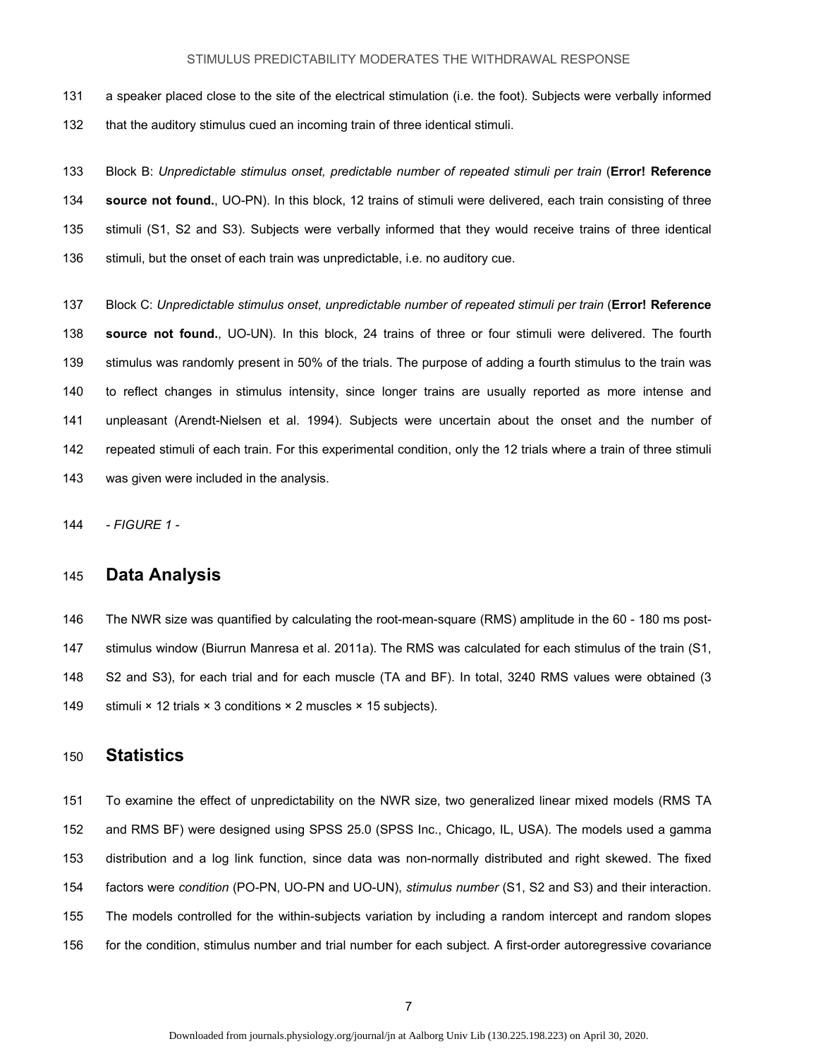a speaker placed close to the site of the electrical stimulation (i.e. the foot). Subjects were verbally informed that the auditory stimulus cued an incoming train of three identical stimuli.

Block B: *Unpredictable stimulus onset, predictable number of repeated stimuli per train* (**Error! Reference source not found.**, UO-PN). In this block, 12 trains of stimuli were delivered, each train consisting of three stimuli (S1, S2 and S3). Subjects were verbally informed that they would receive trains of three identical stimuli, but the onset of each train was unpredictable, i.e. no auditory cue.

Block C: *Unpredictable stimulus onset, unpredictable number of repeated stimuli per train* (**Error! Reference source not found.**, UO-UN). In this block, 24 trains of three or four stimuli were delivered. The fourth stimulus was randomly present in 50% of the trials. The purpose of adding a fourth stimulus to the train was to reflect changes in stimulus intensity, since longer trains are usually reported as more intense and unpleasant (Arendt-Nielsen et al. 1994). Subjects were uncertain about the onset and the number of repeated stimuli of each train. For this experimental condition, only the 12 trials where a train of three stimuli was given were included in the analysis.

*- FIGURE 1 -*

## Data Analysis

The NWR size was quantified by calculating the root-mean-square (RMS) amplitude in the 60 - 180 ms post-stimulus window (Biurrun Manresa et al. 2011a). The RMS was calculated for each stimulus of the train (S1, S2 and S3), for each trial and for each muscle (TA and BF). In total, 3240 RMS values were obtained (3 stimuli × 12 trials × 3 conditions × 2 muscles × 15 subjects).

## Statistics

To examine the effect of unpredictability on the NWR size, two generalized linear mixed models (RMS TA and RMS BF) were designed using SPSS 25.0 (SPSS Inc., Chicago, IL, USA). The models used a gamma distribution and a log link function, since data was non-normally distributed and right skewed. The fixed factors were *condition* (PO-PN, UO-PN and UO-UN), *stimulus number* (S1, S2 and S3) and their interaction. The models controlled for the within-subjects variation by including a random intercept and random slopes for the condition, stimulus number and trial number for each subject. A first-order autoregressive covariance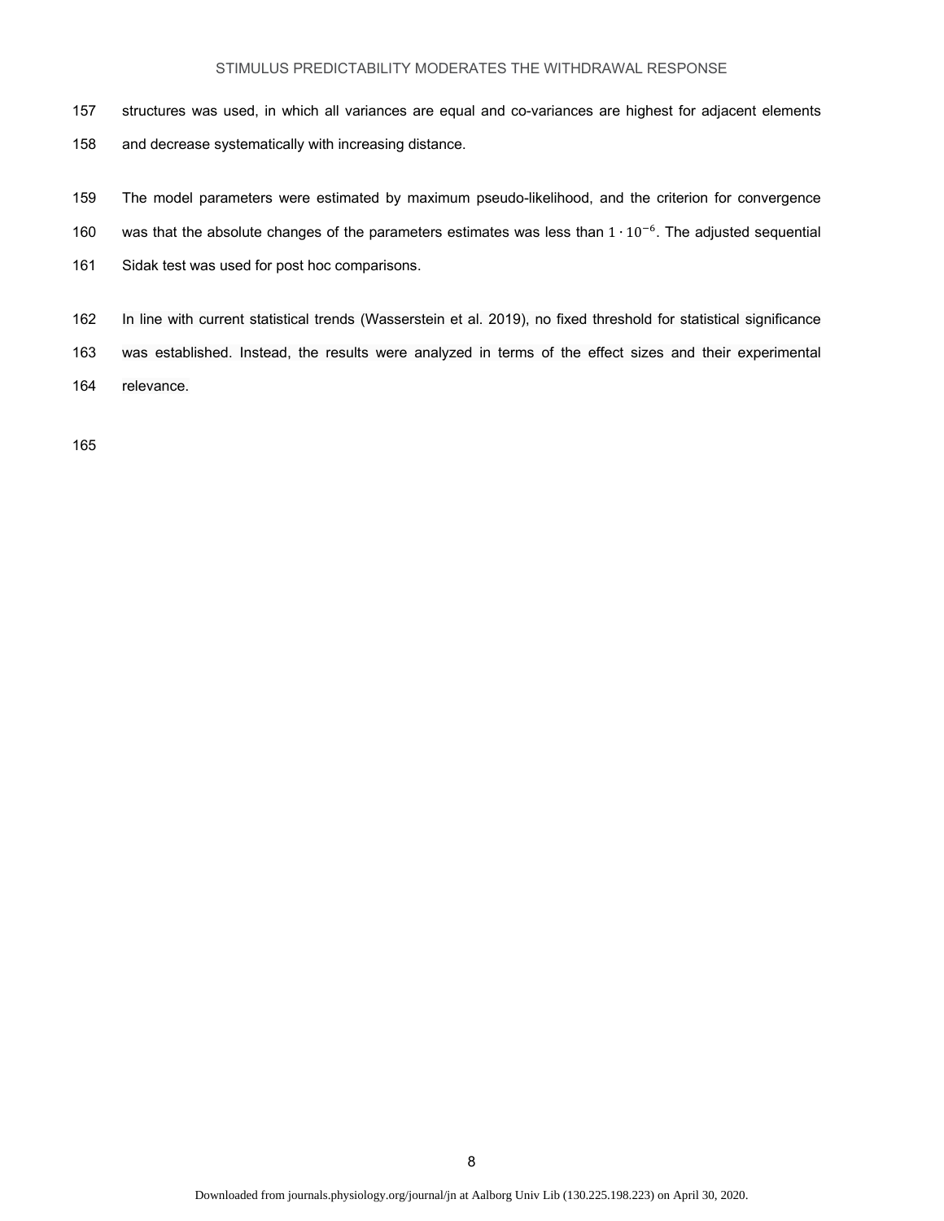structures was used, in which all variances are equal and co-variances are highest for adjacent elements and decrease systematically with increasing distance.

The model parameters were estimated by maximum pseudo-likelihood, and the criterion for convergence was that the absolute changes of the parameters estimates was less than $1 \cdot 10^{-6}$. The adjusted sequential Sidak test was used for post hoc comparisons.

In line with current statistical trends (Wasserstein et al. 2019), no fixed threshold for statistical significance was established. Instead, the results were analyzed in terms of the effect sizes and their experimental relevance.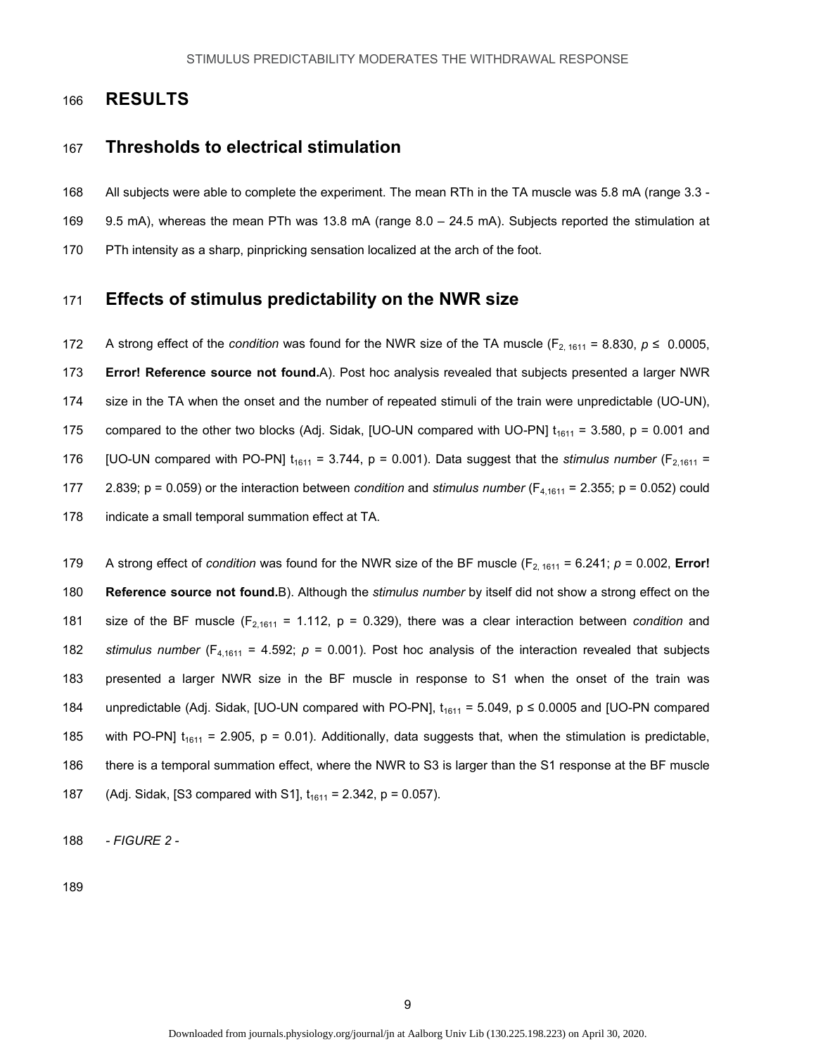# RESULTS

## Thresholds to electrical stimulation

All subjects were able to complete the experiment. The mean RTh in the TA muscle was 5.8 mA (range 3.3 - 9.5 mA), whereas the mean PTh was 13.8 mA (range 8.0 – 24.5 mA). Subjects reported the stimulation at PTh intensity as a sharp, pinpricking sensation localized at the arch of the foot.

## Effects of stimulus predictability on the NWR size

A strong effect of the *condition* was found for the NWR size of the TA muscle ($F_{2, 1611} = 8.830$, $p \leq 0.0005$, **Error! Reference source not found.**A). Post hoc analysis revealed that subjects presented a larger NWR size in the TA when the onset and the number of repeated stimuli of the train were unpredictable (UO-UN), compared to the other two blocks (Adj. Sidak, [UO-UN compared with UO-PN] $t_{1611} = 3.580$, p = 0.001 and [UO-UN compared with PO-PN] $t_{1611} = 3.744$, p = 0.001). Data suggest that the *stimulus number* ($F_{2,1611} = 2.839$; p = 0.059) or the interaction between *condition* and *stimulus number* ($F_{4,1611} = 2.355$; p = 0.052) could indicate a small temporal summation effect at TA.

A strong effect of *condition* was found for the NWR size of the BF muscle ($F_{2, 1611} = 6.241$; $p = 0.002$, **Error! Reference source not found.**B). Although the *stimulus number* by itself did not show a strong effect on the size of the BF muscle ($F_{2,1611} = 1.112$, p = 0.329), there was a clear interaction between *condition* and *stimulus number* ($F_{4,1611} = 4.592$; $p = 0.001$). Post hoc analysis of the interaction revealed that subjects presented a larger NWR size in the BF muscle in response to S1 when the onset of the train was unpredictable (Adj. Sidak, [UO-UN compared with PO-PN], $t_{1611} = 5.049$, $p \leq 0.0005$ and [UO-PN compared with PO-PN] $t_{1611} = 2.905$, p = 0.01). Additionally, data suggests that, when the stimulation is predictable, there is a temporal summation effect, where the NWR to S3 is larger than the S1 response at the BF muscle (Adj. Sidak, [S3 compared with S1], $t_{1611} = 2.342$, p = 0.057).

*- FIGURE 2 -*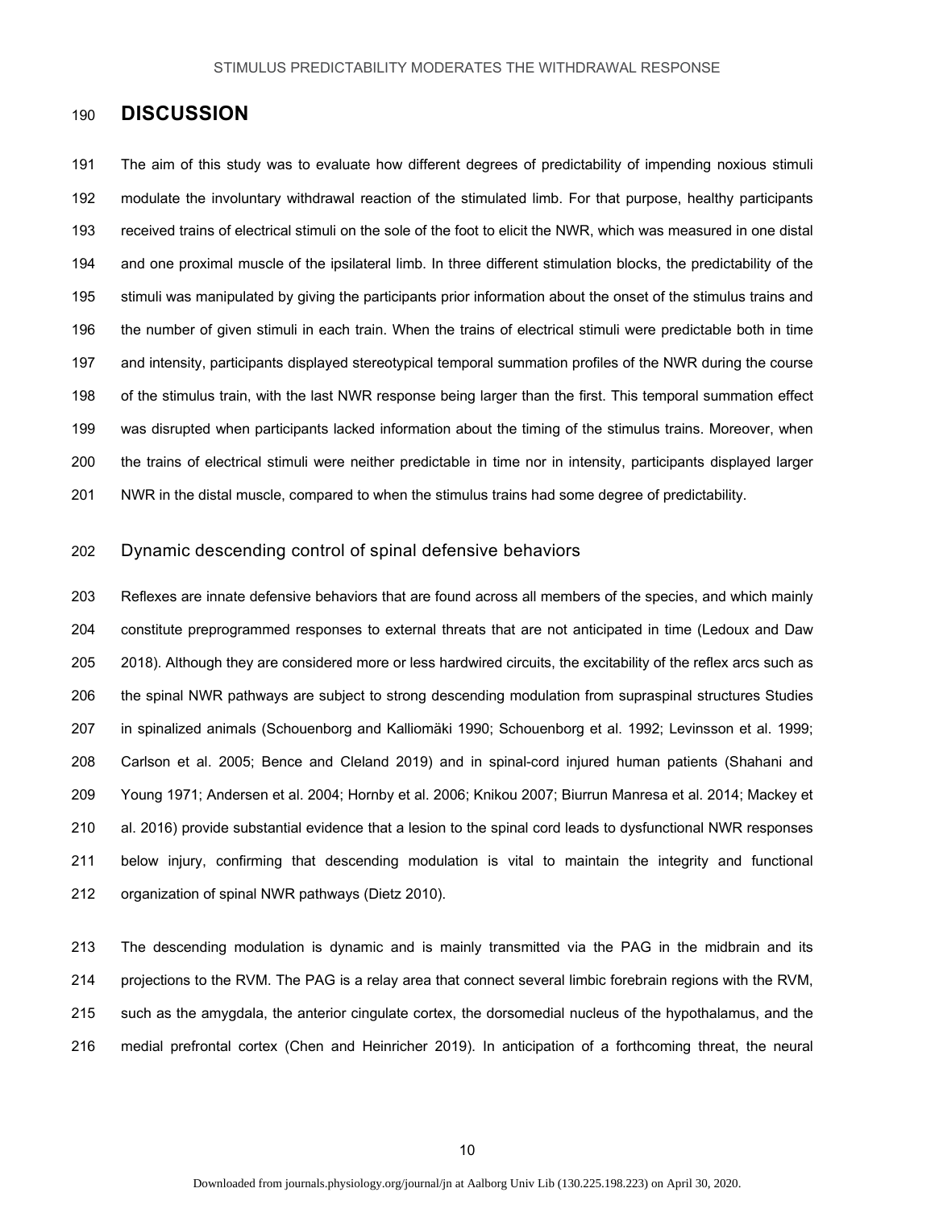# DISCUSSION

The aim of this study was to evaluate how different degrees of predictability of impending noxious stimuli modulate the involuntary withdrawal reaction of the stimulated limb. For that purpose, healthy participants received trains of electrical stimuli on the sole of the foot to elicit the NWR, which was measured in one distal and one proximal muscle of the ipsilateral limb. In three different stimulation blocks, the predictability of the stimuli was manipulated by giving the participants prior information about the onset of the stimulus trains and the number of given stimuli in each train. When the trains of electrical stimuli were predictable both in time and intensity, participants displayed stereotypical temporal summation profiles of the NWR during the course of the stimulus train, with the last NWR response being larger than the first. This temporal summation effect was disrupted when participants lacked information about the timing of the stimulus trains. Moreover, when the trains of electrical stimuli were neither predictable in time nor in intensity, participants displayed larger NWR in the distal muscle, compared to when the stimulus trains had some degree of predictability.

## Dynamic descending control of spinal defensive behaviors

Reflexes are innate defensive behaviors that are found across all members of the species, and which mainly constitute preprogrammed responses to external threats that are not anticipated in time (Ledoux and Daw 2018). Although they are considered more or less hardwired circuits, the excitability of the reflex arcs such as the spinal NWR pathways are subject to strong descending modulation from supraspinal structures Studies in spinalized animals (Schouenborg and Kalliomäki 1990; Schouenborg et al. 1992; Levinsson et al. 1999; Carlson et al. 2005; Bence and Cleland 2019) and in spinal-cord injured human patients (Shahani and Young 1971; Andersen et al. 2004; Hornby et al. 2006; Knikou 2007; Biurrun Manresa et al. 2014; Mackey et al. 2016) provide substantial evidence that a lesion to the spinal cord leads to dysfunctional NWR responses below injury, confirming that descending modulation is vital to maintain the integrity and functional organization of spinal NWR pathways (Dietz 2010).

The descending modulation is dynamic and is mainly transmitted via the PAG in the midbrain and its projections to the RVM. The PAG is a relay area that connect several limbic forebrain regions with the RVM, such as the amygdala, the anterior cingulate cortex, the dorsomedial nucleus of the hypothalamus, and the medial prefrontal cortex (Chen and Heinricher 2019). In anticipation of a forthcoming threat, the neural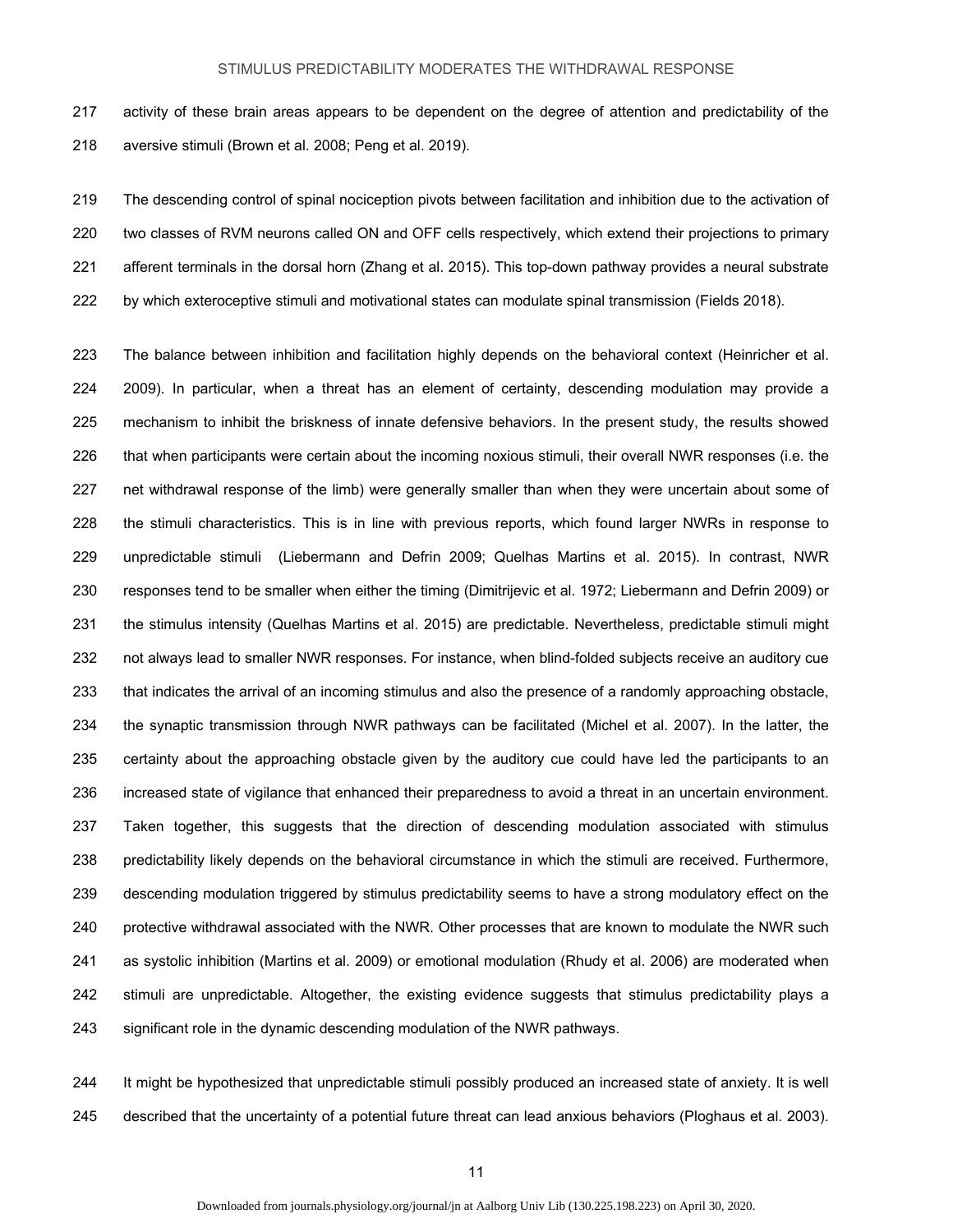activity of these brain areas appears to be dependent on the degree of attention and predictability of the aversive stimuli (Brown et al. 2008; Peng et al. 2019).

The descending control of spinal nociception pivots between facilitation and inhibition due to the activation of two classes of RVM neurons called ON and OFF cells respectively, which extend their projections to primary afferent terminals in the dorsal horn (Zhang et al. 2015). This top-down pathway provides a neural substrate by which exteroceptive stimuli and motivational states can modulate spinal transmission (Fields 2018).

The balance between inhibition and facilitation highly depends on the behavioral context (Heinricher et al. 2009). In particular, when a threat has an element of certainty, descending modulation may provide a mechanism to inhibit the briskness of innate defensive behaviors. In the present study, the results showed that when participants were certain about the incoming noxious stimuli, their overall NWR responses (i.e. the net withdrawal response of the limb) were generally smaller than when they were uncertain about some of the stimuli characteristics. This is in line with previous reports, which found larger NWRs in response to unpredictable stimuli (Liebermann and Defrin 2009; Quelhas Martins et al. 2015). In contrast, NWR responses tend to be smaller when either the timing (Dimitrijevic et al. 1972; Liebermann and Defrin 2009) or the stimulus intensity (Quelhas Martins et al. 2015) are predictable. Nevertheless, predictable stimuli might not always lead to smaller NWR responses. For instance, when blind-folded subjects receive an auditory cue that indicates the arrival of an incoming stimulus and also the presence of a randomly approaching obstacle, the synaptic transmission through NWR pathways can be facilitated (Michel et al. 2007). In the latter, the certainty about the approaching obstacle given by the auditory cue could have led the participants to an increased state of vigilance that enhanced their preparedness to avoid a threat in an uncertain environment. Taken together, this suggests that the direction of descending modulation associated with stimulus predictability likely depends on the behavioral circumstance in which the stimuli are received. Furthermore, descending modulation triggered by stimulus predictability seems to have a strong modulatory effect on the protective withdrawal associated with the NWR. Other processes that are known to modulate the NWR such as systolic inhibition (Martins et al. 2009) or emotional modulation (Rhudy et al. 2006) are moderated when stimuli are unpredictable. Altogether, the existing evidence suggests that stimulus predictability plays a significant role in the dynamic descending modulation of the NWR pathways.

It might be hypothesized that unpredictable stimuli possibly produced an increased state of anxiety. It is well described that the uncertainty of a potential future threat can lead anxious behaviors (Ploghaus et al. 2003).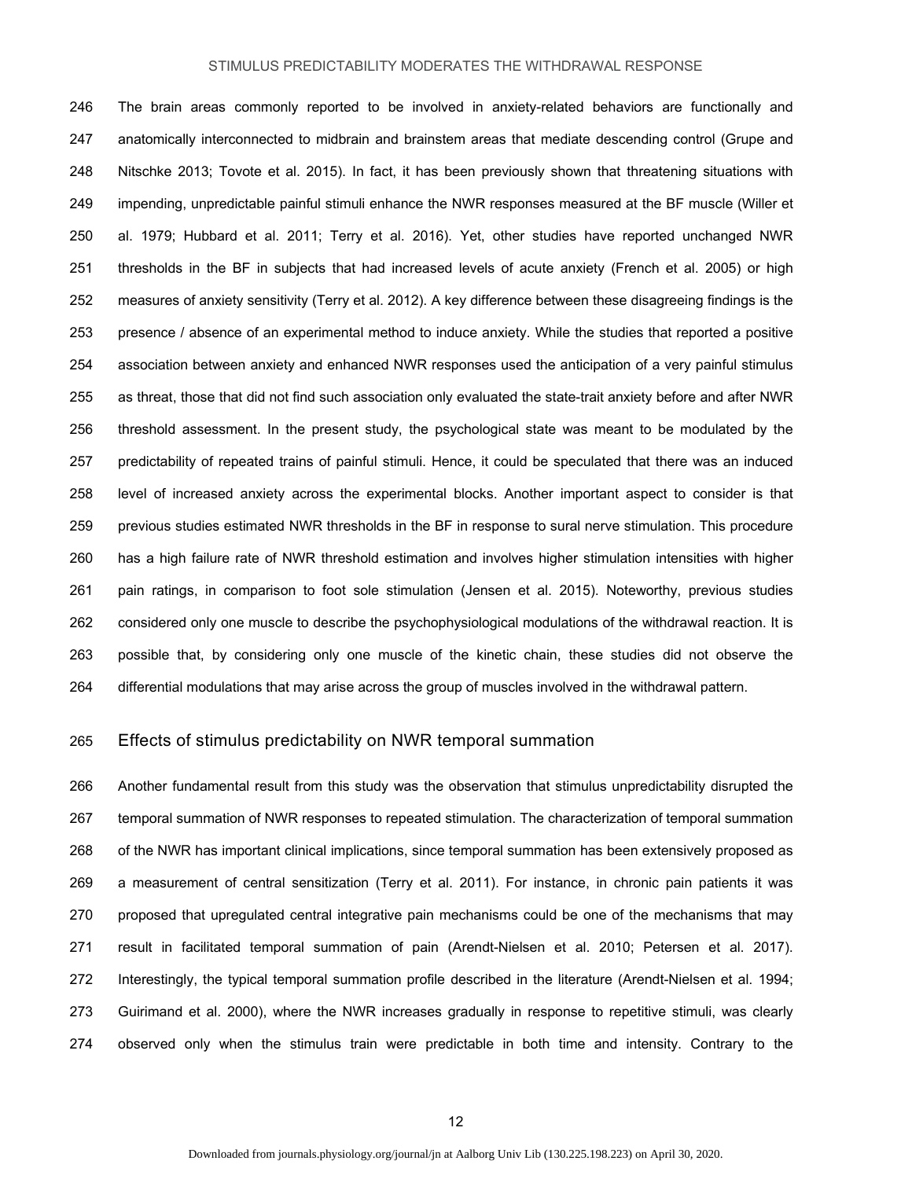The brain areas commonly reported to be involved in anxiety-related behaviors are functionally and anatomically interconnected to midbrain and brainstem areas that mediate descending control (Grupe and Nitschke 2013; Tovote et al. 2015). In fact, it has been previously shown that threatening situations with impending, unpredictable painful stimuli enhance the NWR responses measured at the BF muscle (Willer et al. 1979; Hubbard et al. 2011; Terry et al. 2016). Yet, other studies have reported unchanged NWR thresholds in the BF in subjects that had increased levels of acute anxiety (French et al. 2005) or high measures of anxiety sensitivity (Terry et al. 2012). A key difference between these disagreeing findings is the presence / absence of an experimental method to induce anxiety. While the studies that reported a positive association between anxiety and enhanced NWR responses used the anticipation of a very painful stimulus as threat, those that did not find such association only evaluated the state-trait anxiety before and after NWR threshold assessment. In the present study, the psychological state was meant to be modulated by the predictability of repeated trains of painful stimuli. Hence, it could be speculated that there was an induced level of increased anxiety across the experimental blocks. Another important aspect to consider is that previous studies estimated NWR thresholds in the BF in response to sural nerve stimulation. This procedure has a high failure rate of NWR threshold estimation and involves higher stimulation intensities with higher pain ratings, in comparison to foot sole stimulation (Jensen et al. 2015). Noteworthy, previous studies considered only one muscle to describe the psychophysiological modulations of the withdrawal reaction. It is possible that, by considering only one muscle of the kinetic chain, these studies did not observe the differential modulations that may arise across the group of muscles involved in the withdrawal pattern.

## Effects of stimulus predictability on NWR temporal summation

Another fundamental result from this study was the observation that stimulus unpredictability disrupted the temporal summation of NWR responses to repeated stimulation. The characterization of temporal summation of the NWR has important clinical implications, since temporal summation has been extensively proposed as a measurement of central sensitization (Terry et al. 2011). For instance, in chronic pain patients it was proposed that upregulated central integrative pain mechanisms could be one of the mechanisms that may result in facilitated temporal summation of pain (Arendt-Nielsen et al. 2010; Petersen et al. 2017). Interestingly, the typical temporal summation profile described in the literature (Arendt-Nielsen et al. 1994; Guirimand et al. 2000), where the NWR increases gradually in response to repetitive stimuli, was clearly observed only when the stimulus train were predictable in both time and intensity. Contrary to the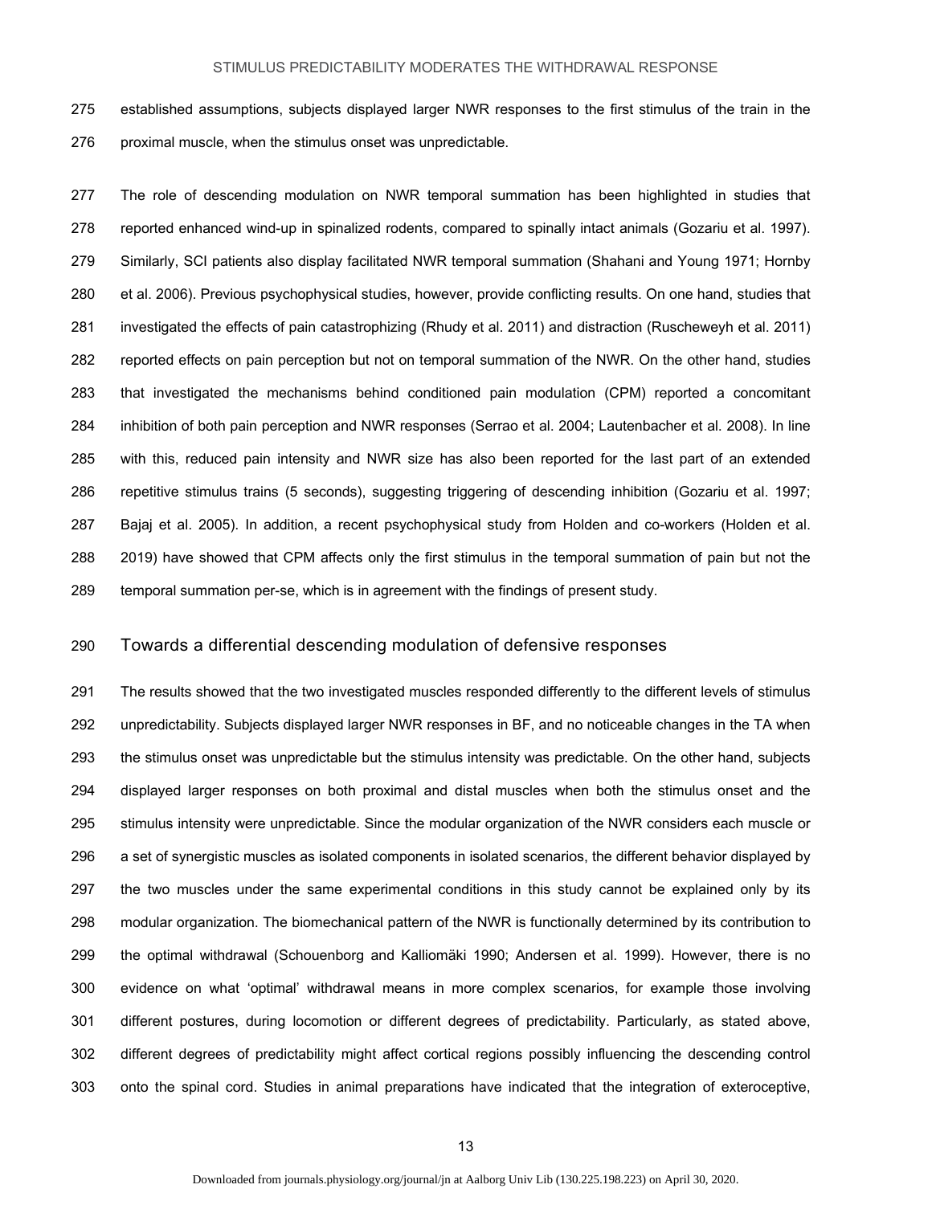established assumptions, subjects displayed larger NWR responses to the first stimulus of the train in the proximal muscle, when the stimulus onset was unpredictable.

The role of descending modulation on NWR temporal summation has been highlighted in studies that reported enhanced wind-up in spinalized rodents, compared to spinally intact animals (Gozariu et al. 1997). Similarly, SCI patients also display facilitated NWR temporal summation (Shahani and Young 1971; Hornby et al. 2006). Previous psychophysical studies, however, provide conflicting results. On one hand, studies that investigated the effects of pain catastrophizing (Rhudy et al. 2011) and distraction (Ruscheweyh et al. 2011) reported effects on pain perception but not on temporal summation of the NWR. On the other hand, studies that investigated the mechanisms behind conditioned pain modulation (CPM) reported a concomitant inhibition of both pain perception and NWR responses (Serrao et al. 2004; Lautenbacher et al. 2008). In line with this, reduced pain intensity and NWR size has also been reported for the last part of an extended repetitive stimulus trains (5 seconds), suggesting triggering of descending inhibition (Gozariu et al. 1997; Bajaj et al. 2005). In addition, a recent psychophysical study from Holden and co-workers (Holden et al. 2019) have showed that CPM affects only the first stimulus in the temporal summation of pain but not the temporal summation per-se, which is in agreement with the findings of present study.

## Towards a differential descending modulation of defensive responses

The results showed that the two investigated muscles responded differently to the different levels of stimulus unpredictability. Subjects displayed larger NWR responses in BF, and no noticeable changes in the TA when the stimulus onset was unpredictable but the stimulus intensity was predictable. On the other hand, subjects displayed larger responses on both proximal and distal muscles when both the stimulus onset and the stimulus intensity were unpredictable. Since the modular organization of the NWR considers each muscle or a set of synergistic muscles as isolated components in isolated scenarios, the different behavior displayed by the two muscles under the same experimental conditions in this study cannot be explained only by its modular organization. The biomechanical pattern of the NWR is functionally determined by its contribution to the optimal withdrawal (Schouenborg and Kalliomäki 1990; Andersen et al. 1999). However, there is no evidence on what 'optimal' withdrawal means in more complex scenarios, for example those involving different postures, during locomotion or different degrees of predictability. Particularly, as stated above, different degrees of predictability might affect cortical regions possibly influencing the descending control onto the spinal cord. Studies in animal preparations have indicated that the integration of exteroceptive,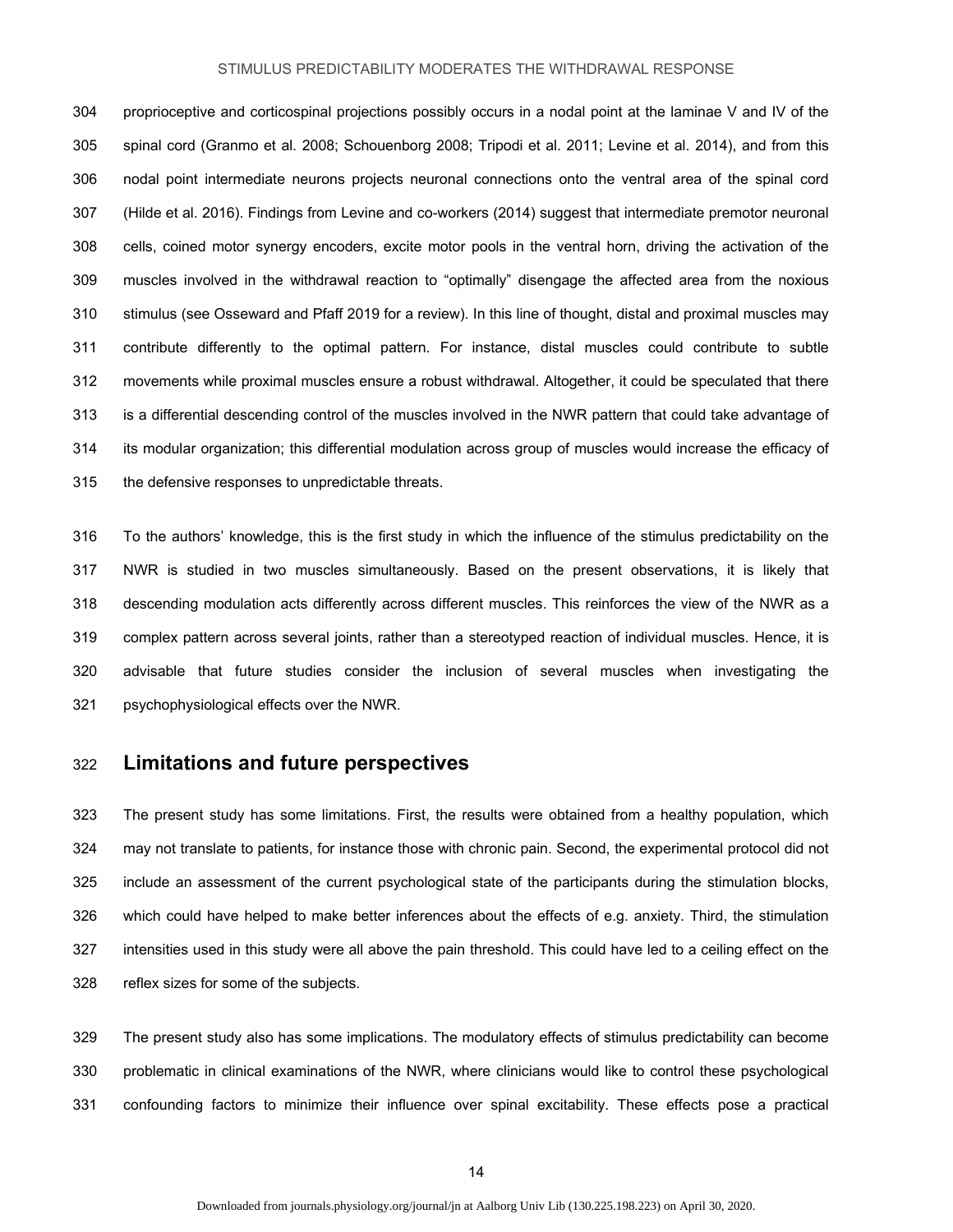proprioceptive and corticospinal projections possibly occurs in a nodal point at the laminae V and IV of the spinal cord (Granmo et al. 2008; Schouenborg 2008; Tripodi et al. 2011; Levine et al. 2014), and from this nodal point intermediate neurons projects neuronal connections onto the ventral area of the spinal cord (Hilde et al. 2016). Findings from Levine and co-workers (2014) suggest that intermediate premotor neuronal cells, coined motor synergy encoders, excite motor pools in the ventral horn, driving the activation of the muscles involved in the withdrawal reaction to "optimally" disengage the affected area from the noxious stimulus (see Osseward and Pfaff 2019 for a review). In this line of thought, distal and proximal muscles may contribute differently to the optimal pattern. For instance, distal muscles could contribute to subtle movements while proximal muscles ensure a robust withdrawal. Altogether, it could be speculated that there is a differential descending control of the muscles involved in the NWR pattern that could take advantage of its modular organization; this differential modulation across group of muscles would increase the efficacy of the defensive responses to unpredictable threats.

To the authors' knowledge, this is the first study in which the influence of the stimulus predictability on the NWR is studied in two muscles simultaneously. Based on the present observations, it is likely that descending modulation acts differently across different muscles. This reinforces the view of the NWR as a complex pattern across several joints, rather than a stereotyped reaction of individual muscles. Hence, it is advisable that future studies consider the inclusion of several muscles when investigating the psychophysiological effects over the NWR.

## Limitations and future perspectives

The present study has some limitations. First, the results were obtained from a healthy population, which may not translate to patients, for instance those with chronic pain. Second, the experimental protocol did not include an assessment of the current psychological state of the participants during the stimulation blocks, which could have helped to make better inferences about the effects of e.g. anxiety. Third, the stimulation intensities used in this study were all above the pain threshold. This could have led to a ceiling effect on the reflex sizes for some of the subjects.

The present study also has some implications. The modulatory effects of stimulus predictability can become problematic in clinical examinations of the NWR, where clinicians would like to control these psychological confounding factors to minimize their influence over spinal excitability. These effects pose a practical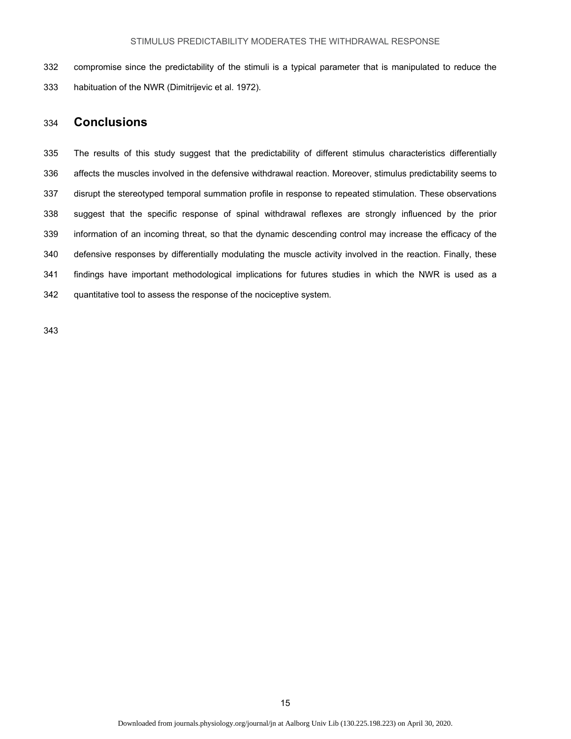compromise since the predictability of the stimuli is a typical parameter that is manipulated to reduce the habituation of the NWR (Dimitrijevic et al. 1972).

## Conclusions

The results of this study suggest that the predictability of different stimulus characteristics differentially affects the muscles involved in the defensive withdrawal reaction. Moreover, stimulus predictability seems to disrupt the stereotyped temporal summation profile in response to repeated stimulation. These observations suggest that the specific response of spinal withdrawal reflexes are strongly influenced by the prior information of an incoming threat, so that the dynamic descending control may increase the efficacy of the defensive responses by differentially modulating the muscle activity involved in the reaction. Finally, these findings have important methodological implications for futures studies in which the NWR is used as a quantitative tool to assess the response of the nociceptive system.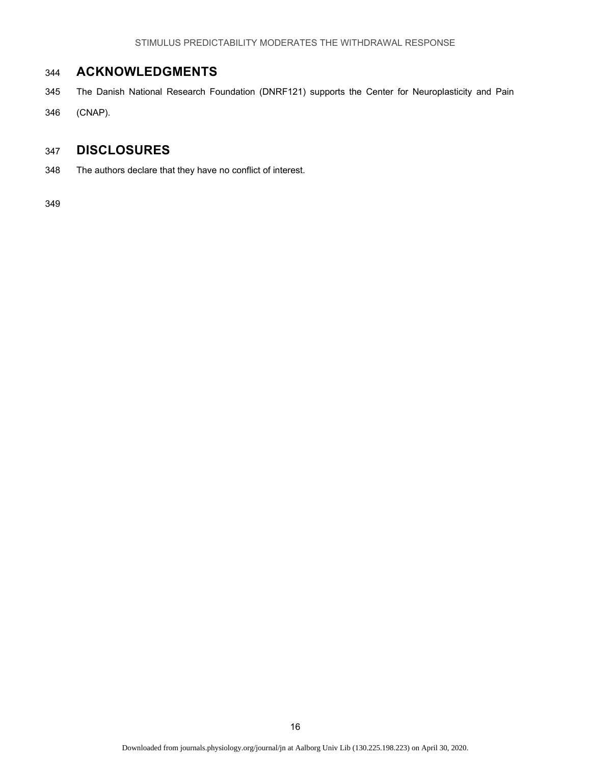## ACKNOWLEDGMENTS

The Danish National Research Foundation (DNRF121) supports the Center for Neuroplasticity and Pain (CNAP).

## DISCLOSURES

The authors declare that they have no conflict of interest.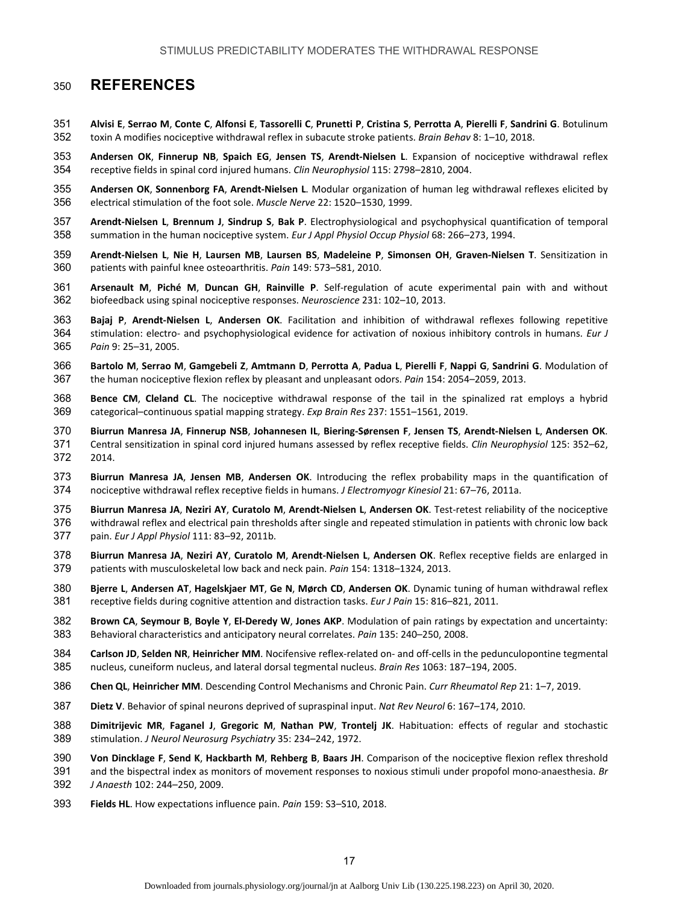## REFERENCES

**Alvisi E**, **Serrao M**, **Conte C**, **Alfonsi E**, **Tassorelli C**, **Prunetti P**, **Cristina S**, **Perrotta A**, **Pierelli F**, **Sandrini G**. Botulinum toxin A modifies nociceptive withdrawal reflex in subacute stroke patients. *Brain Behav* 8: 1–10, 2018.

**Andersen OK**, **Finnerup NB**, **Spaich EG**, **Jensen TS**, **Arendt-Nielsen L**. Expansion of nociceptive withdrawal reflex receptive fields in spinal cord injured humans. *Clin Neurophysiol* 115: 2798–2810, 2004.

**Andersen OK**, **Sonnenborg FA**, **Arendt-Nielsen L**. Modular organization of human leg withdrawal reflexes elicited by electrical stimulation of the foot sole. *Muscle Nerve* 22: 1520–1530, 1999.

**Arendt-Nielsen L**, **Brennum J**, **Sindrup S**, **Bak P**. Electrophysiological and psychophysical quantification of temporal summation in the human nociceptive system. *Eur J Appl Physiol Occup Physiol* 68: 266–273, 1994.

**Arendt-Nielsen L**, **Nie H**, **Laursen MB**, **Laursen BS**, **Madeleine P**, **Simonsen OH**, **Graven-Nielsen T**. Sensitization in patients with painful knee osteoarthritis. *Pain* 149: 573–581, 2010.

**Arsenault M**, **Piché M**, **Duncan GH**, **Rainville P**. Self-regulation of acute experimental pain with and without biofeedback using spinal nociceptive responses. *Neuroscience* 231: 102–10, 2013.

**Bajaj P**, **Arendt-Nielsen L**, **Andersen OK**. Facilitation and inhibition of withdrawal reflexes following repetitive stimulation: electro- and psychophysiological evidence for activation of noxious inhibitory controls in humans. *Eur J Pain* 9: 25–31, 2005.

**Bartolo M**, **Serrao M**, **Gamgebeli Z**, **Amtmann D**, **Perrotta A**, **Padua L**, **Pierelli F**, **Nappi G**, **Sandrini G**. Modulation of the human nociceptive flexion reflex by pleasant and unpleasant odors. *Pain* 154: 2054–2059, 2013.

**Bence CM**, **Cleland CL**. The nociceptive withdrawal response of the tail in the spinalized rat employs a hybrid categorical–continuous spatial mapping strategy. *Exp Brain Res* 237: 1551–1561, 2019.

**Biurrun Manresa JA**, **Finnerup NSB**, **Johannesen IL**, **Biering-Sørensen F**, **Jensen TS**, **Arendt-Nielsen L**, **Andersen OK**. Central sensitization in spinal cord injured humans assessed by reflex receptive fields. *Clin Neurophysiol* 125: 352–62, 2014.

**Biurrun Manresa JA**, **Jensen MB**, **Andersen OK**. Introducing the reflex probability maps in the quantification of nociceptive withdrawal reflex receptive fields in humans. *J Electromyogr Kinesiol* 21: 67–76, 2011a.

**Biurrun Manresa JA**, **Neziri AY**, **Curatolo M**, **Arendt-Nielsen L**, **Andersen OK**. Test-retest reliability of the nociceptive withdrawal reflex and electrical pain thresholds after single and repeated stimulation in patients with chronic low back pain. *Eur J Appl Physiol* 111: 83–92, 2011b.

**Biurrun Manresa JA**, **Neziri AY**, **Curatolo M**, **Arendt-Nielsen L**, **Andersen OK**. Reflex receptive fields are enlarged in patients with musculoskeletal low back and neck pain. *Pain* 154: 1318–1324, 2013.

**Bjerre L**, **Andersen AT**, **Hagelskjaer MT**, **Ge N**, **Mørch CD**, **Andersen OK**. Dynamic tuning of human withdrawal reflex receptive fields during cognitive attention and distraction tasks. *Eur J Pain* 15: 816–821, 2011.

**Brown CA**, **Seymour B**, **Boyle Y**, **El-Deredy W**, **Jones AKP**. Modulation of pain ratings by expectation and uncertainty: Behavioral characteristics and anticipatory neural correlates. *Pain* 135: 240–250, 2008.

**Carlson JD**, **Selden NR**, **Heinricher MM**. Nocifensive reflex-related on- and off-cells in the pedunculopontine tegmental nucleus, cuneiform nucleus, and lateral dorsal tegmental nucleus. *Brain Res* 1063: 187–194, 2005.

**Chen QL**, **Heinricher MM**. Descending Control Mechanisms and Chronic Pain. *Curr Rheumatol Rep* 21: 1–7, 2019.

**Dietz V**. Behavior of spinal neurons deprived of supraspinal input. *Nat Rev Neurol* 6: 167–174, 2010.

**Dimitrijevic MR**, **Faganel J**, **Gregoric M**, **Nathan PW**, **Trontelj JK**. Habituation: effects of regular and stochastic stimulation. *J Neurol Neurosurg Psychiatry* 35: 234–242, 1972.

**Von Dincklage F**, **Send K**, **Hackbarth M**, **Rehberg B**, **Baars JH**. Comparison of the nociceptive flexion reflex threshold and the bispectral index as monitors of movement responses to noxious stimuli under propofol mono-anaesthesia. *Br J Anaesth* 102: 244–250, 2009.

**Fields HL**. How expectations influence pain. *Pain* 159: S3–S10, 2018.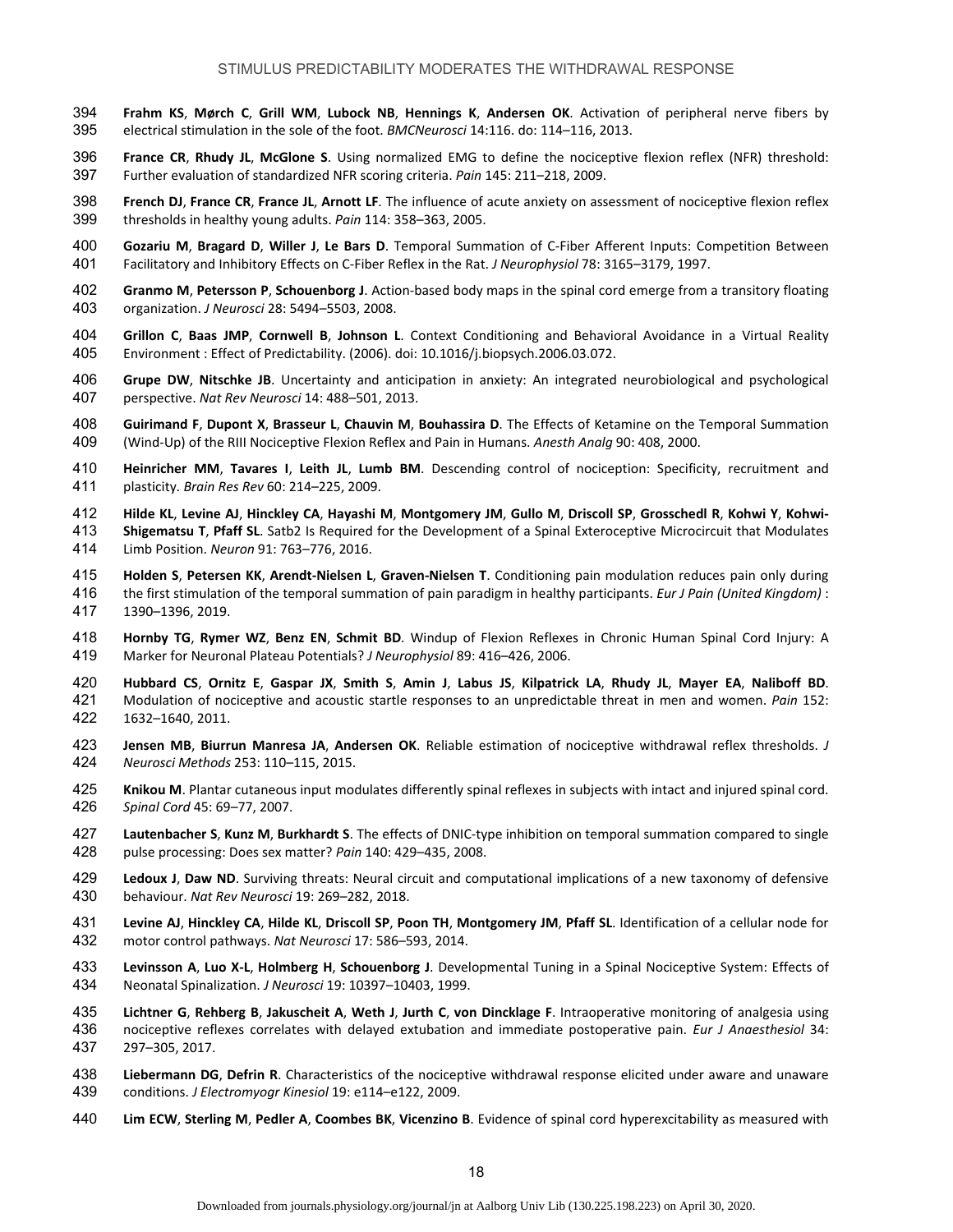**Frahm KS**, **Mørch C**, **Grill WM**, **Lubock NB**, **Hennings K**, **Andersen OK**. Activation of peripheral nerve fibers by electrical stimulation in the sole of the foot. *BMCNeurosci* 14:116. do: 114–116, 2013.

**France CR**, **Rhudy JL**, **McGlone S**. Using normalized EMG to define the nociceptive flexion reflex (NFR) threshold: Further evaluation of standardized NFR scoring criteria. *Pain* 145: 211–218, 2009.

**French DJ**, **France CR**, **France JL**, **Arnott LF**. The influence of acute anxiety on assessment of nociceptive flexion reflex thresholds in healthy young adults. *Pain* 114: 358–363, 2005.

**Gozariu M**, **Bragard D**, **Willer J**, **Le Bars D**. Temporal Summation of C-Fiber Afferent Inputs: Competition Between Facilitatory and Inhibitory Effects on C-Fiber Reflex in the Rat. *J Neurophysiol* 78: 3165–3179, 1997.

**Granmo M**, **Petersson P**, **Schouenborg J**. Action-based body maps in the spinal cord emerge from a transitory floating organization. *J Neurosci* 28: 5494–5503, 2008.

**Grillon C**, **Baas JMP**, **Cornwell B**, **Johnson L**. Context Conditioning and Behavioral Avoidance in a Virtual Reality Environment : Effect of Predictability. (2006). doi: 10.1016/j.biopsych.2006.03.072.

**Grupe DW**, **Nitschke JB**. Uncertainty and anticipation in anxiety: An integrated neurobiological and psychological perspective. *Nat Rev Neurosci* 14: 488–501, 2013.

**Guirimand F**, **Dupont X**, **Brasseur L**, **Chauvin M**, **Bouhassira D**. The Effects of Ketamine on the Temporal Summation (Wind-Up) of the RIII Nociceptive Flexion Reflex and Pain in Humans. *Anesth Analg* 90: 408, 2000.

**Heinricher MM**, **Tavares I**, **Leith JL**, **Lumb BM**. Descending control of nociception: Specificity, recruitment and plasticity. *Brain Res Rev* 60: 214–225, 2009.

**Hilde KL**, **Levine AJ**, **Hinckley CA**, **Hayashi M**, **Montgomery JM**, **Gullo M**, **Driscoll SP**, **Grosschedl R**, **Kohwi Y**, **Kohwi-Shigematsu T**, **Pfaff SL**. Satb2 Is Required for the Development of a Spinal Exteroceptive Microcircuit that Modulates Limb Position. *Neuron* 91: 763–776, 2016.

**Holden S**, **Petersen KK**, **Arendt-Nielsen L**, **Graven-Nielsen T**. Conditioning pain modulation reduces pain only during the first stimulation of the temporal summation of pain paradigm in healthy participants. *Eur J Pain (United Kingdom)* : 1390–1396, 2019.

**Hornby TG**, **Rymer WZ**, **Benz EN**, **Schmit BD**. Windup of Flexion Reflexes in Chronic Human Spinal Cord Injury: A Marker for Neuronal Plateau Potentials? *J Neurophysiol* 89: 416–426, 2006.

**Hubbard CS**, **Ornitz E**, **Gaspar JX**, **Smith S**, **Amin J**, **Labus JS**, **Kilpatrick LA**, **Rhudy JL**, **Mayer EA**, **Naliboff BD**. Modulation of nociceptive and acoustic startle responses to an unpredictable threat in men and women. *Pain* 152: 1632–1640, 2011.

**Jensen MB**, **Biurrun Manresa JA**, **Andersen OK**. Reliable estimation of nociceptive withdrawal reflex thresholds. *J Neurosci Methods* 253: 110–115, 2015.

**Knikou M**. Plantar cutaneous input modulates differently spinal reflexes in subjects with intact and injured spinal cord. *Spinal Cord* 45: 69–77, 2007.

**Lautenbacher S**, **Kunz M**, **Burkhardt S**. The effects of DNIC-type inhibition on temporal summation compared to single pulse processing: Does sex matter? *Pain* 140: 429–435, 2008.

**Ledoux J**, **Daw ND**. Surviving threats: Neural circuit and computational implications of a new taxonomy of defensive behaviour. *Nat Rev Neurosci* 19: 269–282, 2018.

**Levine AJ**, **Hinckley CA**, **Hilde KL**, **Driscoll SP**, **Poon TH**, **Montgomery JM**, **Pfaff SL**. Identification of a cellular node for motor control pathways. *Nat Neurosci* 17: 586–593, 2014.

**Levinsson A**, **Luo X-L**, **Holmberg H**, **Schouenborg J**. Developmental Tuning in a Spinal Nociceptive System: Effects of Neonatal Spinalization. *J Neurosci* 19: 10397–10403, 1999.

**Lichtner G**, **Rehberg B**, **Jakuscheit A**, **Weth J**, **Jurth C**, **von Dincklage F**. Intraoperative monitoring of analgesia using nociceptive reflexes correlates with delayed extubation and immediate postoperative pain. *Eur J Anaesthesiol* 34: 297–305, 2017.

**Liebermann DG**, **Defrin R**. Characteristics of the nociceptive withdrawal response elicited under aware and unaware conditions. *J Electromyogr Kinesiol* 19: e114–e122, 2009.

**Lim ECW**, **Sterling M**, **Pedler A**, **Coombes BK**, **Vicenzino B**. Evidence of spinal cord hyperexcitability as measured with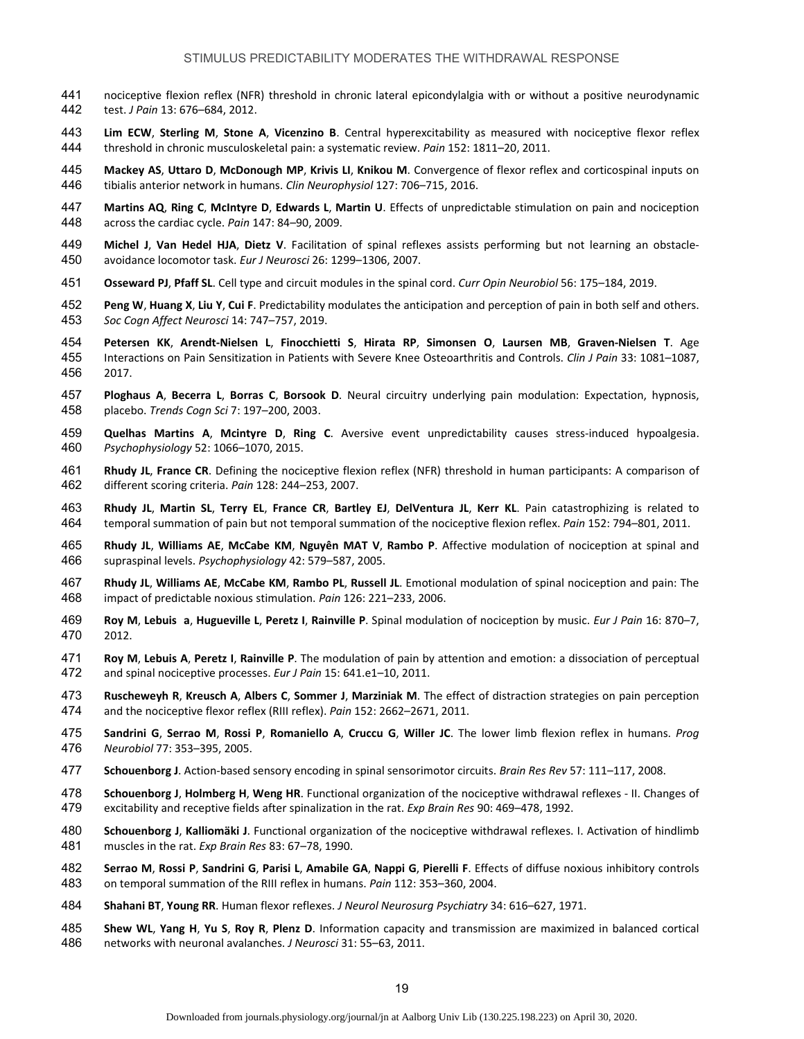nociceptive flexion reflex (NFR) threshold in chronic lateral epicondylalgia with or without a positive neurodynamic test. *J Pain* 13: 676–684, 2012.

**Lim ECW**, **Sterling M**, **Stone A**, **Vicenzino B**. Central hyperexcitability as measured with nociceptive flexor reflex threshold in chronic musculoskeletal pain: a systematic review. *Pain* 152: 1811–20, 2011.

**Mackey AS**, **Uttaro D**, **McDonough MP**, **Krivis LI**, **Knikou M**. Convergence of flexor reflex and corticospinal inputs on tibialis anterior network in humans. *Clin Neurophysiol* 127: 706–715, 2016.

**Martins AQ**, **Ring C**, **McIntyre D**, **Edwards L**, **Martin U**. Effects of unpredictable stimulation on pain and nociception across the cardiac cycle. *Pain* 147: 84–90, 2009.

**Michel J**, **Van Hedel HJA**, **Dietz V**. Facilitation of spinal reflexes assists performing but not learning an obstacle-avoidance locomotor task. *Eur J Neurosci* 26: 1299–1306, 2007.

**Osseward PJ**, **Pfaff SL**. Cell type and circuit modules in the spinal cord. *Curr Opin Neurobiol* 56: 175–184, 2019.

**Peng W**, **Huang X**, **Liu Y**, **Cui F**. Predictability modulates the anticipation and perception of pain in both self and others. *Soc Cogn Affect Neurosci* 14: 747–757, 2019.

**Petersen KK**, **Arendt-Nielsen L**, **Finocchietti S**, **Hirata RP**, **Simonsen O**, **Laursen MB**, **Graven-Nielsen T**. Age Interactions on Pain Sensitization in Patients with Severe Knee Osteoarthritis and Controls. *Clin J Pain* 33: 1081–1087, 2017.

**Ploghaus A**, **Becerra L**, **Borras C**, **Borsook D**. Neural circuitry underlying pain modulation: Expectation, hypnosis, placebo. *Trends Cogn Sci* 7: 197–200, 2003.

**Quelhas Martins A**, **Mcintyre D**, **Ring C**. Aversive event unpredictability causes stress-induced hypoalgesia. *Psychophysiology* 52: 1066–1070, 2015.

**Rhudy JL**, **France CR**. Defining the nociceptive flexion reflex (NFR) threshold in human participants: A comparison of different scoring criteria. *Pain* 128: 244–253, 2007.

**Rhudy JL**, **Martin SL**, **Terry EL**, **France CR**, **Bartley EJ**, **DelVentura JL**, **Kerr KL**. Pain catastrophizing is related to temporal summation of pain but not temporal summation of the nociceptive flexion reflex. *Pain* 152: 794–801, 2011.

**Rhudy JL**, **Williams AE**, **McCabe KM**, **Nguyên MAT V**, **Rambo P**. Affective modulation of nociception at spinal and supraspinal levels. *Psychophysiology* 42: 579–587, 2005.

**Rhudy JL**, **Williams AE**, **McCabe KM**, **Rambo PL**, **Russell JL**. Emotional modulation of spinal nociception and pain: The impact of predictable noxious stimulation. *Pain* 126: 221–233, 2006.

**Roy M**, **Lebuis a**, **Hugueville L**, **Peretz I**, **Rainville P**. Spinal modulation of nociception by music. *Eur J Pain* 16: 870–7, 2012.

**Roy M**, **Lebuis A**, **Peretz I**, **Rainville P**. The modulation of pain by attention and emotion: a dissociation of perceptual and spinal nociceptive processes. *Eur J Pain* 15: 641.e1–10, 2011.

**Ruscheweyh R**, **Kreusch A**, **Albers C**, **Sommer J**, **Marziniak M**. The effect of distraction strategies on pain perception and the nociceptive flexor reflex (RIII reflex). *Pain* 152: 2662–2671, 2011.

**Sandrini G**, **Serrao M**, **Rossi P**, **Romaniello A**, **Cruccu G**, **Willer JC**. The lower limb flexion reflex in humans. *Prog Neurobiol* 77: 353–395, 2005.

**Schouenborg J**. Action-based sensory encoding in spinal sensorimotor circuits. *Brain Res Rev* 57: 111–117, 2008.

**Schouenborg J**, **Holmberg H**, **Weng HR**. Functional organization of the nociceptive withdrawal reflexes - II. Changes of excitability and receptive fields after spinalization in the rat. *Exp Brain Res* 90: 469–478, 1992.

**Schouenborg J**, **Kalliomäki J**. Functional organization of the nociceptive withdrawal reflexes. I. Activation of hindlimb muscles in the rat. *Exp Brain Res* 83: 67–78, 1990.

**Serrao M**, **Rossi P**, **Sandrini G**, **Parisi L**, **Amabile GA**, **Nappi G**, **Pierelli F**. Effects of diffuse noxious inhibitory controls on temporal summation of the RIII reflex in humans. *Pain* 112: 353–360, 2004.

**Shahani BT**, **Young RR**. Human flexor reflexes. *J Neurol Neurosurg Psychiatry* 34: 616–627, 1971.

**Shew WL**, **Yang H**, **Yu S**, **Roy R**, **Plenz D**. Information capacity and transmission are maximized in balanced cortical networks with neuronal avalanches. *J Neurosci* 31: 55–63, 2011.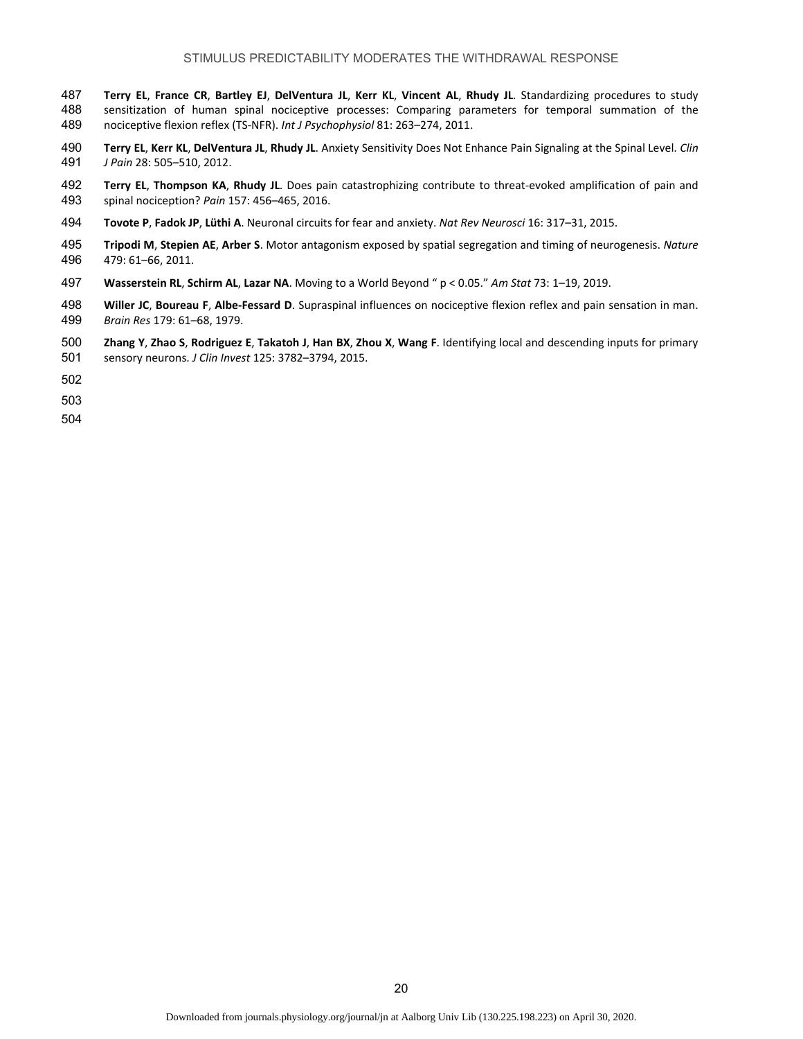**Terry EL**, **France CR**, **Bartley EJ**, **DelVentura JL**, **Kerr KL**, **Vincent AL**, **Rhudy JL**. Standardizing procedures to study sensitization of human spinal nociceptive processes: Comparing parameters for temporal summation of the nociceptive flexion reflex (TS-NFR). *Int J Psychophysiol* 81: 263–274, 2011.

**Terry EL**, **Kerr KL**, **DelVentura JL**, **Rhudy JL**. Anxiety Sensitivity Does Not Enhance Pain Signaling at the Spinal Level. *Clin J Pain* 28: 505–510, 2012.

**Terry EL**, **Thompson KA**, **Rhudy JL**. Does pain catastrophizing contribute to threat-evoked amplification of pain and spinal nociception? *Pain* 157: 456–465, 2016.

**Tovote P**, **Fadok JP**, **Lüthi A**. Neuronal circuits for fear and anxiety. *Nat Rev Neurosci* 16: 317–31, 2015.

**Tripodi M**, **Stepien AE**, **Arber S**. Motor antagonism exposed by spatial segregation and timing of neurogenesis. *Nature* 479: 61–66, 2011.

**Wasserstein RL**, **Schirm AL**, **Lazar NA**. Moving to a World Beyond " p < 0.05." *Am Stat* 73: 1–19, 2019.

**Willer JC**, **Boureau F**, **Albe-Fessard D**. Supraspinal influences on nociceptive flexion reflex and pain sensation in man. *Brain Res* 179: 61–68, 1979.

**Zhang Y**, **Zhao S**, **Rodriguez E**, **Takatoh J**, **Han BX**, **Zhou X**, **Wang F**. Identifying local and descending inputs for primary sensory neurons. *J Clin Invest* 125: 3782–3794, 2015.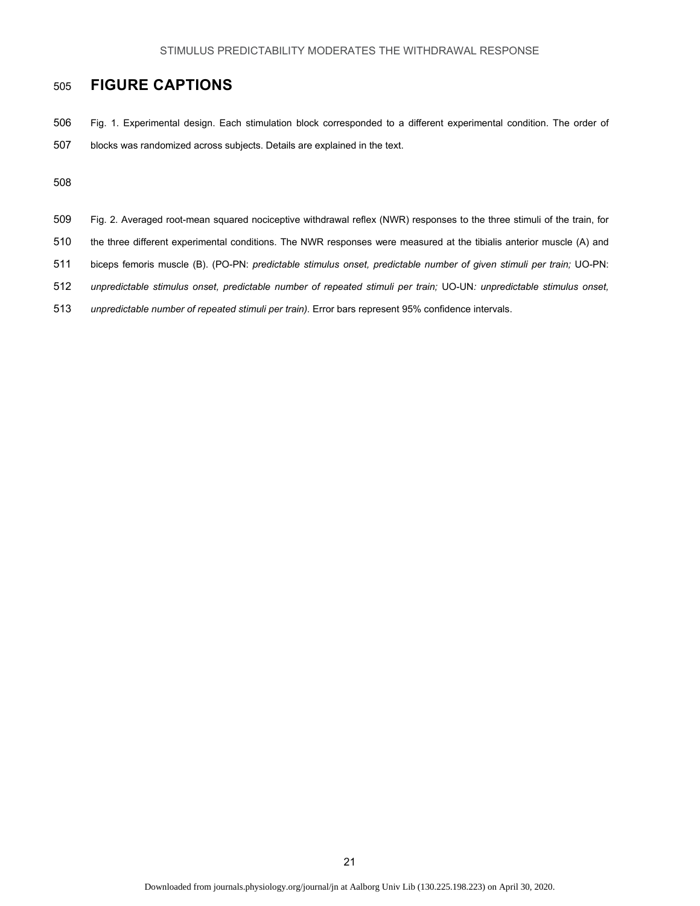# FIGURE CAPTIONS

Fig. 1. Experimental design. Each stimulation block corresponded to a different experimental condition. The order of blocks was randomized across subjects. Details are explained in the text.

Fig. 2. Averaged root-mean squared nociceptive withdrawal reflex (NWR) responses to the three stimuli of the train, for the three different experimental conditions. The NWR responses were measured at the tibialis anterior muscle (A) and biceps femoris muscle (B). (PO-PN: *predictable stimulus onset, predictable number of given stimuli per train;* UO-PN: *unpredictable stimulus onset, predictable number of repeated stimuli per train;* UO-UN*: unpredictable stimulus onset, unpredictable number of repeated stimuli per train).* Error bars represent 95% confidence intervals.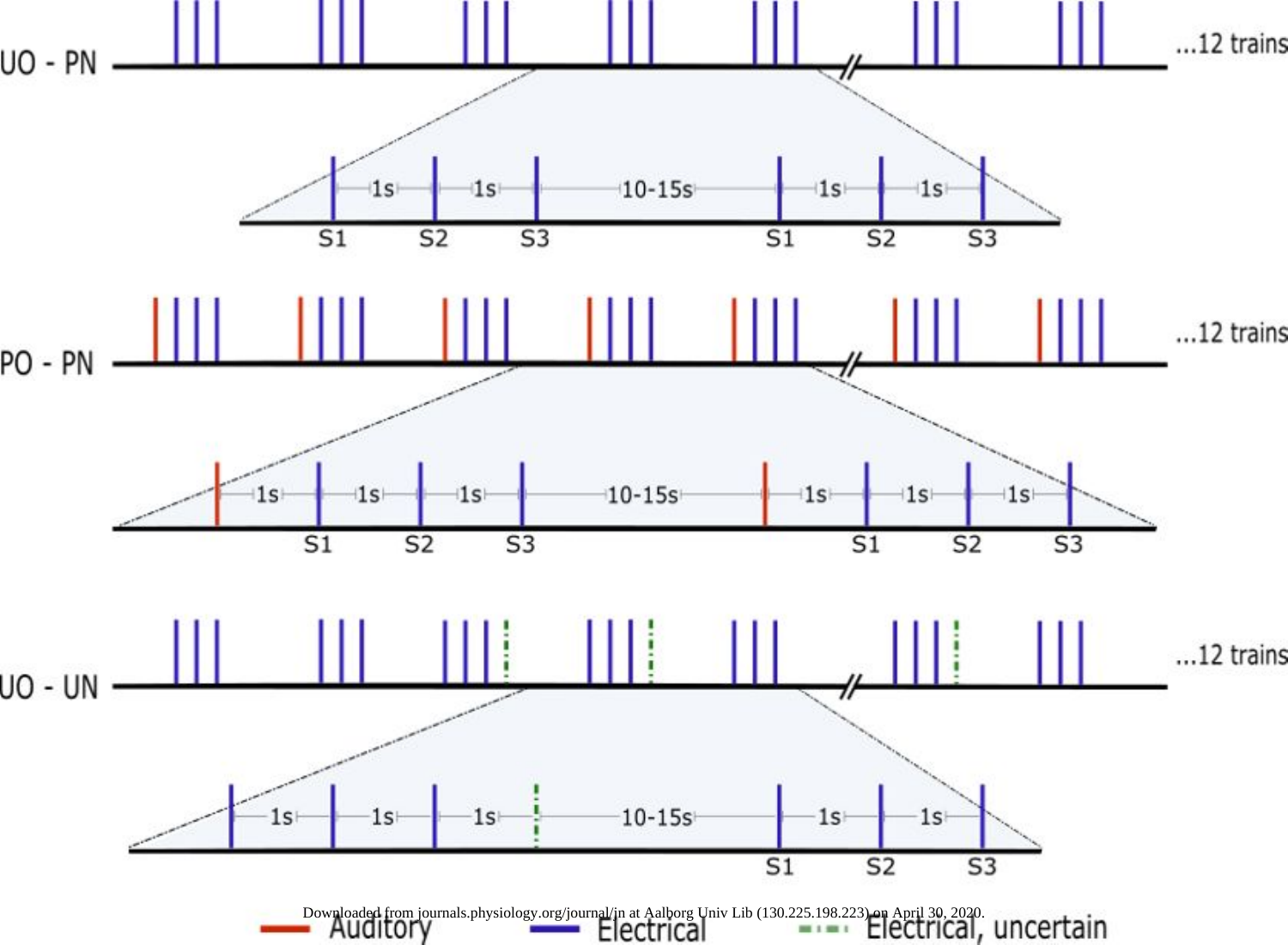UO - PN

S1 1s S2 1s S3 10-15s S1 1s S2 1s S3

...12 trains

PO - PN

1s S1 1s S2 1s S3 10-15s 1s S1 1s S2 1s S3

...12 trains

UO - UN

1s 1s 1s 10-15s S1 1s S2 1s S3

...12 trains

Auditory Electrical Electrical, uncertain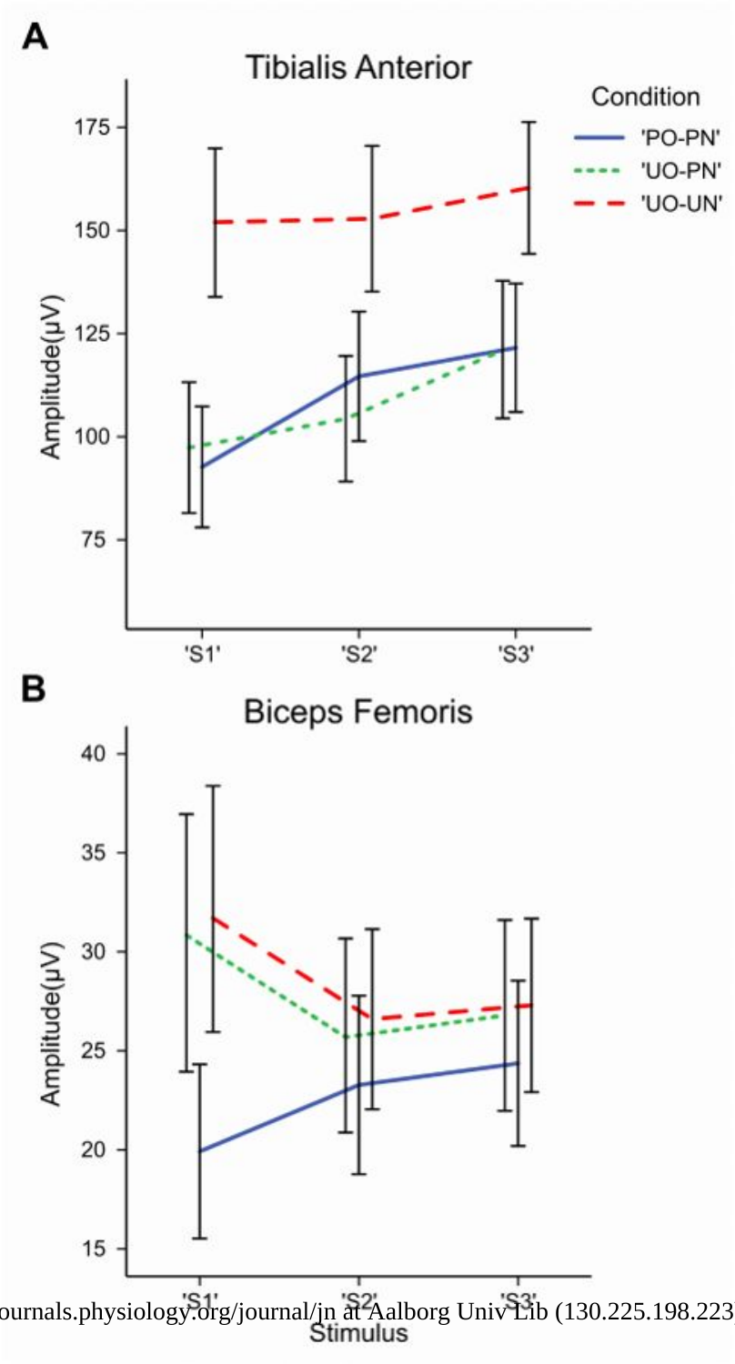A

Tibialis Anterior

Condition

'PO-PN'

'UO-PN'

'UO-UN'

175

150

125

100

75

Amplitude(μV)

'S1'

'S2'

'S3'

B

Biceps Femoris

40

35

30

25

20

15

Amplitude(μV)

'S1'

'S2'

'S3'

Stimulus